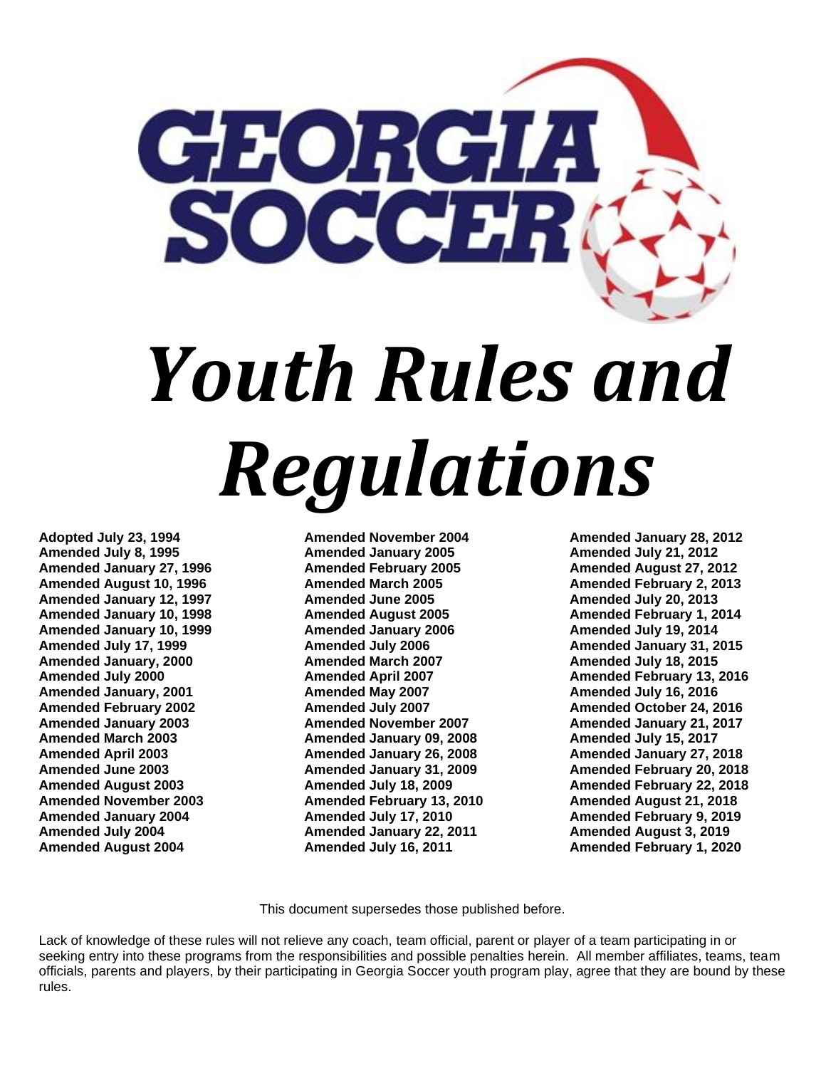GEORGIA SOCCER

# *Youth Rules and Regulations*

**Adopted July 23, 1994**
**Amended July 8, 1995**
**Amended January 27, 1996**
**Amended August 10, 1996**
**Amended January 12, 1997**
**Amended January 10, 1998**
**Amended January 10, 1999**
**Amended July 17, 1999**
**Amended January, 2000**
**Amended July 2000**
**Amended January, 2001**
**Amended February 2002**
**Amended January 2003**
**Amended March 2003**
**Amended April 2003**
**Amended June 2003**
**Amended August 2003**
**Amended November 2003**
**Amended January 2004**
**Amended July 2004**
**Amended August 2004**
**Amended November 2004**
**Amended January 2005**
**Amended February 2005**
**Amended March 2005**
**Amended June 2005**
**Amended August 2005**
**Amended January 2006**
**Amended July 2006**
**Amended March 2007**
**Amended April 2007**
**Amended May 2007**
**Amended July 2007**
**Amended November 2007**
**Amended January 09, 2008**
**Amended January 26, 2008**
**Amended January 31, 2009**
**Amended July 18, 2009**
**Amended February 13, 2010**
**Amended July 17, 2010**
**Amended January 22, 2011**
**Amended July 16, 2011**
**Amended January 28, 2012**
**Amended July 21, 2012**
**Amended August 27, 2012**
**Amended February 2, 2013**
**Amended July 20, 2013**
**Amended February 1, 2014**
**Amended July 19, 2014**
**Amended January 31, 2015**
**Amended July 18, 2015**
**Amended February 13, 2016**
**Amended July 16, 2016**
**Amended October 24, 2016**
**Amended January 21, 2017**
**Amended July 15, 2017**
**Amended January 27, 2018**
**Amended February 20, 2018**
**Amended February 22, 2018**
**Amended August 21, 2018**
**Amended February 9, 2019**
**Amended August 3, 2019**
**Amended February 1, 2020**

This document supersedes those published before.

Lack of knowledge of these rules will not relieve any coach, team official, parent or player of a team participating in or seeking entry into these programs from the responsibilities and possible penalties herein. All member affiliates, teams, team officials, parents and players, by their participating in Georgia Soccer youth program play, agree that they are bound by these rules.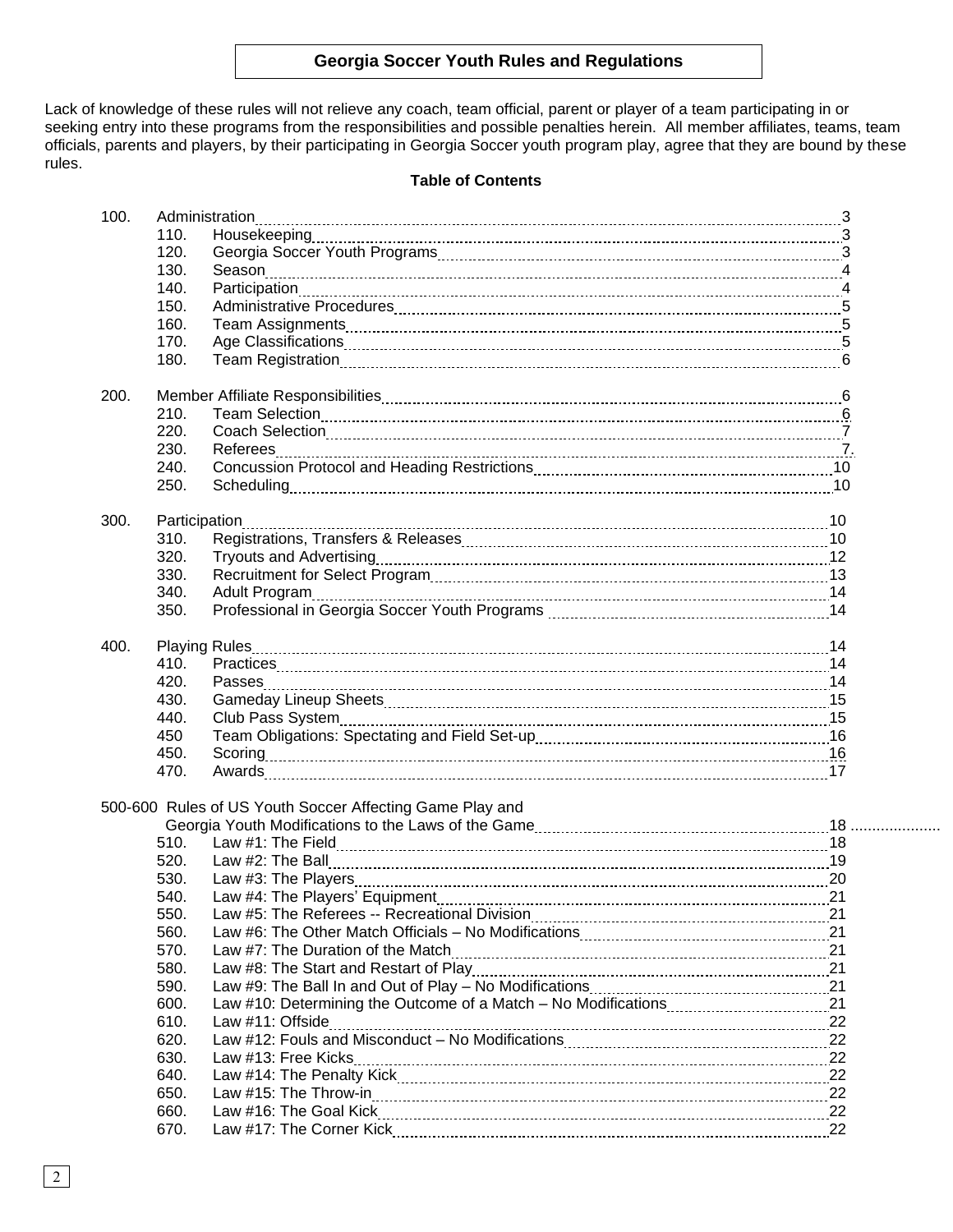# Georgia Soccer Youth Rules and Regulations

Lack of knowledge of these rules will not relieve any coach, team official, parent or player of a team participating in or seeking entry into these programs from the responsibilities and possible penalties herein. All member affiliates, teams, team officials, parents and players, by their participating in Georgia Soccer youth program play, agree that they are bound by these rules.

**Table of Contents**

| | | | |
|---|---|---|---|
| 100. | Administration | | 3 |
| | 110. | Housekeeping | 3 |
| | 120. | Georgia Soccer Youth Programs | 3 |
| | 130. | Season | 4 |
| | 140. | Participation | 4 |
| | 150. | Administrative Procedures | 5 |
| | 160. | Team Assignments | 5 |
| | 170. | Age Classifications | 5 |
| | 180. | Team Registration | 6 |
| 200. | Member Affiliate Responsibilities | | 6 |
| | 210. | Team Selection | 6 |
| | 220. | Coach Selection | 7 |
| | 230. | Referees | 7. |
| | 240. | Concussion Protocol and Heading Restrictions | 10 |
| | 250. | Scheduling | 10 |
| 300. | Participation | | 10 |
| | 310. | Registrations, Transfers & Releases | 10 |
| | 320. | Tryouts and Advertising | 12 |
| | 330. | Recruitment for Select Program | 13 |
| | 340. | Adult Program | 14 |
| | 350. | Professional in Georgia Soccer Youth Programs | 14 |
| 400. | Playing Rules | | 14 |
| | 410. | Practices | 14 |
| | 420. | Passes | 14 |
| | 430. | Gameday Lineup Sheets | 15 |
| | 440. | Club Pass System | 15 |
| | 450 | Team Obligations: Spectating and Field Set-up | 16 |
| | 450. | Scoring | 16 |
| | 470. | Awards | 17 |
| 500-600 | Rules of US Youth Soccer Affecting Game Play and Georgia Youth Modifications to the Laws of the Game | | 18 |
| | 510. | Law #1: The Field | 18 |
| | 520. | Law #2: The Ball | 19 |
| | 530. | Law #3: The Players | 20 |
| | 540. | Law #4: The Players' Equipment | 21 |
| | 550. | Law #5: The Referees -- Recreational Division | 21 |
| | 560. | Law #6: The Other Match Officials – No Modifications | 21 |
| | 570. | Law #7: The Duration of the Match | 21 |
| | 580. | Law #8: The Start and Restart of Play | 21 |
| | 590. | Law #9: The Ball In and Out of Play – No Modifications | 21 |
| | 600. | Law #10: Determining the Outcome of a Match – No Modifications | 21 |
| | 610. | Law #11: Offside | 22 |
| | 620. | Law #12: Fouls and Misconduct – No Modifications | 22 |
| | 630. | Law #13: Free Kicks | 22 |
| | 640. | Law #14: The Penalty Kick | 22 |
| | 650. | Law #15: The Throw-in | 22 |
| | 660. | Law #16: The Goal Kick | 22 |
| | 670. | Law #17: The Corner Kick | 22 |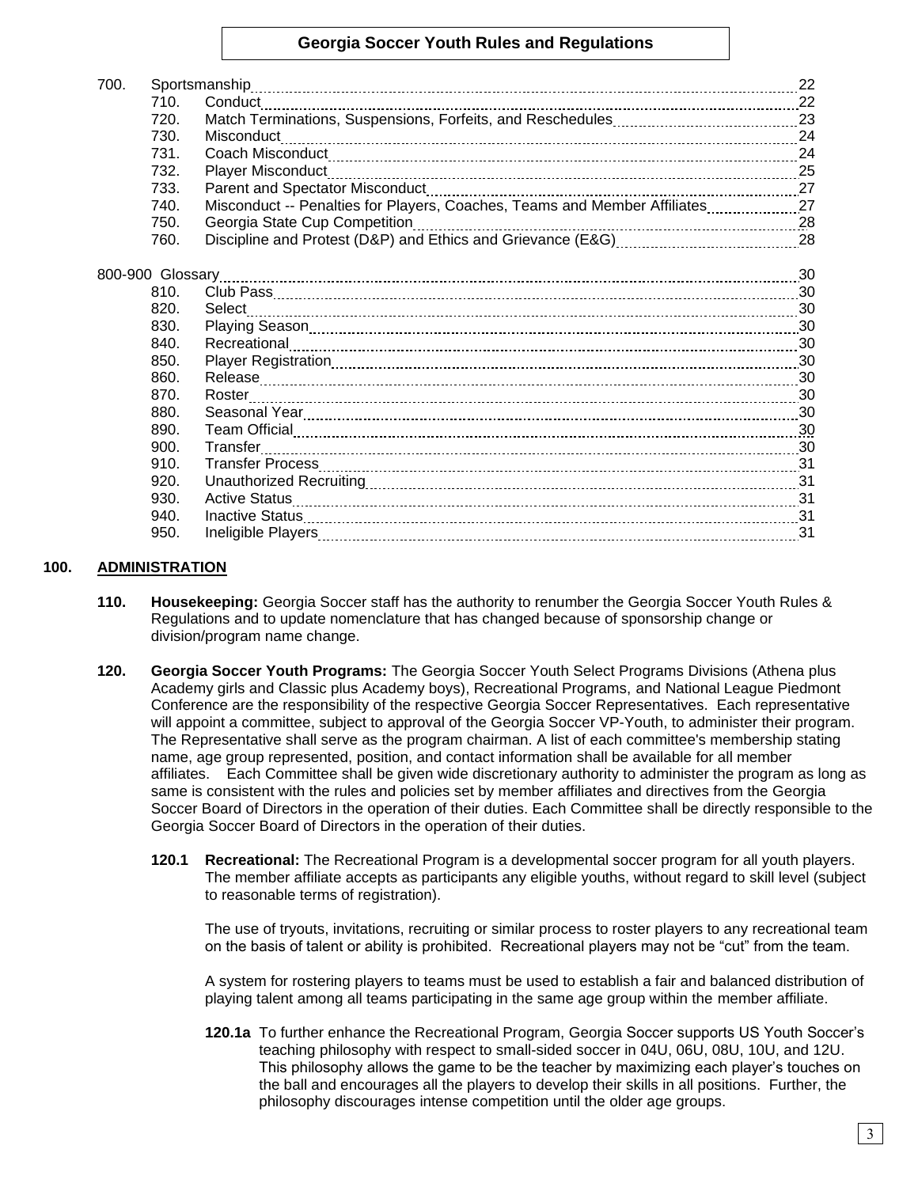| | | |
|---|---|---|
| 700. | Sportsmanship | 22 |
| 710. | Conduct | 22 |
| 720. | Match Terminations, Suspensions, Forfeits, and Reschedules | 23 |
| 730. | Misconduct | 24 |
| 731. | Coach Misconduct | 24 |
| 732. | Player Misconduct | 25 |
| 733. | Parent and Spectator Misconduct | 27 |
| 740. | Misconduct -- Penalties for Players, Coaches, Teams and Member Affiliates | 27 |
| 750. | Georgia State Cup Competition | 28 |
| 760. | Discipline and Protest (D&P) and Ethics and Grievance (E&G) | 28 |
| 800-900 | Glossary | 30 |
| 810. | Club Pass | 30 |
| 820. | Select | 30 |
| 830. | Playing Season | 30 |
| 840. | Recreational | 30 |
| 850. | Player Registration | 30 |
| 860. | Release | 30 |
| 870. | Roster | 30 |
| 880. | Seasonal Year | 30 |
| 890. | Team Official | 30 |
| 900. | Transfer | 30 |
| 910. | Transfer Process | 31 |
| 920. | Unauthorized Recruiting | 31 |
| 930. | Active Status | 31 |
| 940. | Inactive Status | 31 |
| 950. | Ineligible Players | 31 |

## 100. ADMINISTRATION

**110. Housekeeping:** Georgia Soccer staff has the authority to renumber the Georgia Soccer Youth Rules & Regulations and to update nomenclature that has changed because of sponsorship change or division/program name change.

**120. Georgia Soccer Youth Programs:** The Georgia Soccer Youth Select Programs Divisions (Athena plus Academy girls and Classic plus Academy boys), Recreational Programs, and National League Piedmont Conference are the responsibility of the respective Georgia Soccer Representatives. Each representative will appoint a committee, subject to approval of the Georgia Soccer VP-Youth, to administer their program. The Representative shall serve as the program chairman. A list of each committee's membership stating name, age group represented, position, and contact information shall be available for all member affiliates. Each Committee shall be given wide discretionary authority to administer the program as long as same is consistent with the rules and policies set by member affiliates and directives from the Georgia Soccer Board of Directors in the operation of their duties. Each Committee shall be directly responsible to the Georgia Soccer Board of Directors in the operation of their duties.

**120.1 Recreational:** The Recreational Program is a developmental soccer program for all youth players. The member affiliate accepts as participants any eligible youths, without regard to skill level (subject to reasonable terms of registration).

The use of tryouts, invitations, recruiting or similar process to roster players to any recreational team on the basis of talent or ability is prohibited. Recreational players may not be "cut" from the team.

A system for rostering players to teams must be used to establish a fair and balanced distribution of playing talent among all teams participating in the same age group within the member affiliate.

**120.1a** To further enhance the Recreational Program, Georgia Soccer supports US Youth Soccer's teaching philosophy with respect to small-sided soccer in 04U, 06U, 08U, 10U, and 12U. This philosophy allows the game to be the teacher by maximizing each player's touches on the ball and encourages all the players to develop their skills in all positions. Further, the philosophy discourages intense competition until the older age groups.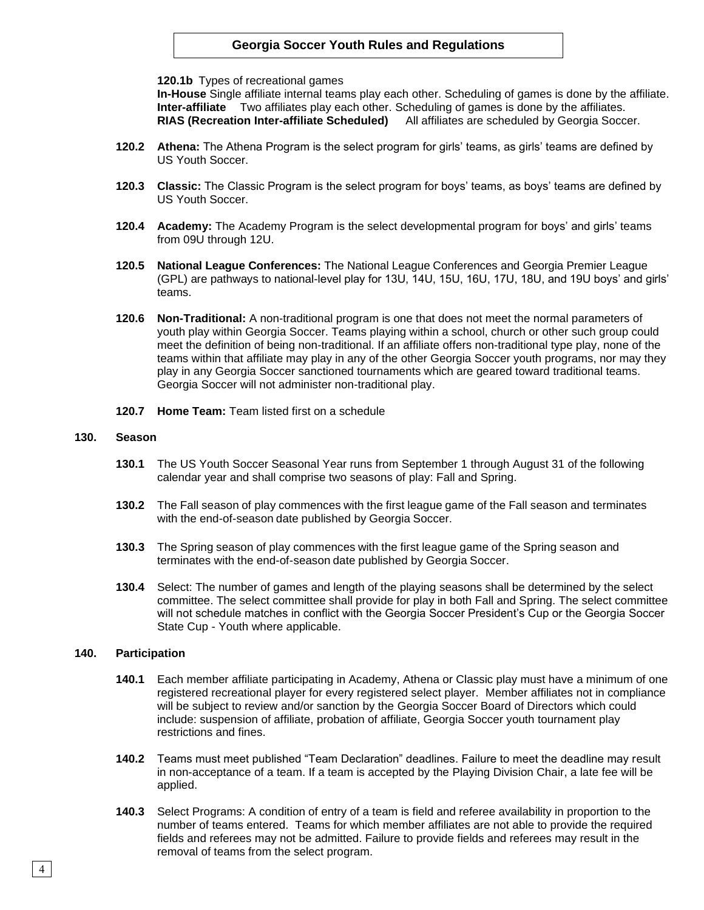**120.1b** Types of recreational games

**In-House** Single affiliate internal teams play each other. Scheduling of games is done by the affiliate.
**Inter-affiliate** Two affiliates play each other. Scheduling of games is done by the affiliates.
**RIAS (Recreation Inter-affiliate Scheduled)** All affiliates are scheduled by Georgia Soccer.

**120.2 Athena:** The Athena Program is the select program for girls' teams, as girls' teams are defined by US Youth Soccer.

**120.3 Classic:** The Classic Program is the select program for boys' teams, as boys' teams are defined by US Youth Soccer.

**120.4 Academy:** The Academy Program is the select developmental program for boys' and girls' teams from 09U through 12U.

**120.5 National League Conferences:** The National League Conferences and Georgia Premier League (GPL) are pathways to national-level play for 13U, 14U, 15U, 16U, 17U, 18U, and 19U boys' and girls' teams.

**120.6 Non-Traditional:** A non-traditional program is one that does not meet the normal parameters of youth play within Georgia Soccer. Teams playing within a school, church or other such group could meet the definition of being non-traditional. If an affiliate offers non-traditional type play, none of the teams within that affiliate may play in any of the other Georgia Soccer youth programs, nor may they play in any Georgia Soccer sanctioned tournaments which are geared toward traditional teams. Georgia Soccer will not administer non-traditional play.

**120.7 Home Team:** Team listed first on a schedule

## 130. Season

**130.1** The US Youth Soccer Seasonal Year runs from September 1 through August 31 of the following calendar year and shall comprise two seasons of play: Fall and Spring.

**130.2** The Fall season of play commences with the first league game of the Fall season and terminates with the end-of-season date published by Georgia Soccer.

**130.3** The Spring season of play commences with the first league game of the Spring season and terminates with the end-of-season date published by Georgia Soccer.

**130.4** Select: The number of games and length of the playing seasons shall be determined by the select committee. The select committee shall provide for play in both Fall and Spring. The select committee will not schedule matches in conflict with the Georgia Soccer President's Cup or the Georgia Soccer State Cup - Youth where applicable.

## 140. Participation

**140.1** Each member affiliate participating in Academy, Athena or Classic play must have a minimum of one registered recreational player for every registered select player. Member affiliates not in compliance will be subject to review and/or sanction by the Georgia Soccer Board of Directors which could include: suspension of affiliate, probation of affiliate, Georgia Soccer youth tournament play restrictions and fines.

**140.2** Teams must meet published "Team Declaration" deadlines. Failure to meet the deadline may result in non-acceptance of a team. If a team is accepted by the Playing Division Chair, a late fee will be applied.

**140.3** Select Programs: A condition of entry of a team is field and referee availability in proportion to the number of teams entered. Teams for which member affiliates are not able to provide the required fields and referees may not be admitted. Failure to provide fields and referees may result in the removal of teams from the select program.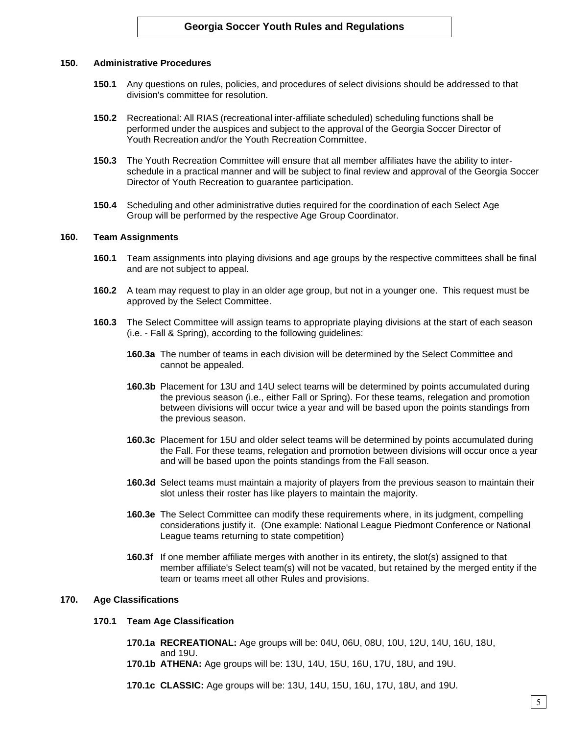## 150. Administrative Procedures

**150.1** Any questions on rules, policies, and procedures of select divisions should be addressed to that division's committee for resolution.

**150.2** Recreational: All RIAS (recreational inter-affiliate scheduled) scheduling functions shall be performed under the auspices and subject to the approval of the Georgia Soccer Director of Youth Recreation and/or the Youth Recreation Committee.

**150.3** The Youth Recreation Committee will ensure that all member affiliates have the ability to inter-schedule in a practical manner and will be subject to final review and approval of the Georgia Soccer Director of Youth Recreation to guarantee participation.

**150.4** Scheduling and other administrative duties required for the coordination of each Select Age Group will be performed by the respective Age Group Coordinator.

## 160. Team Assignments

**160.1** Team assignments into playing divisions and age groups by the respective committees shall be final and are not subject to appeal.

**160.2** A team may request to play in an older age group, but not in a younger one. This request must be approved by the Select Committee.

**160.3** The Select Committee will assign teams to appropriate playing divisions at the start of each season (i.e. - Fall & Spring), according to the following guidelines:

**160.3a** The number of teams in each division will be determined by the Select Committee and cannot be appealed.

**160.3b** Placement for 13U and 14U select teams will be determined by points accumulated during the previous season (i.e., either Fall or Spring). For these teams, relegation and promotion between divisions will occur twice a year and will be based upon the points standings from the previous season.

**160.3c** Placement for 15U and older select teams will be determined by points accumulated during the Fall. For these teams, relegation and promotion between divisions will occur once a year and will be based upon the points standings from the Fall season.

**160.3d** Select teams must maintain a majority of players from the previous season to maintain their slot unless their roster has like players to maintain the majority.

**160.3e** The Select Committee can modify these requirements where, in its judgment, compelling considerations justify it. (One example: National League Piedmont Conference or National League teams returning to state competition)

**160.3f** If one member affiliate merges with another in its entirety, the slot(s) assigned to that member affiliate's Select team(s) will not be vacated, but retained by the merged entity if the team or teams meet all other Rules and provisions.

## 170. Age Classifications

### 170.1 Team Age Classification

**170.1a RECREATIONAL:** Age groups will be: 04U, 06U, 08U, 10U, 12U, 14U, 16U, 18U, and 19U.

**170.1b ATHENA:** Age groups will be: 13U, 14U, 15U, 16U, 17U, 18U, and 19U.

**170.1c CLASSIC:** Age groups will be: 13U, 14U, 15U, 16U, 17U, 18U, and 19U.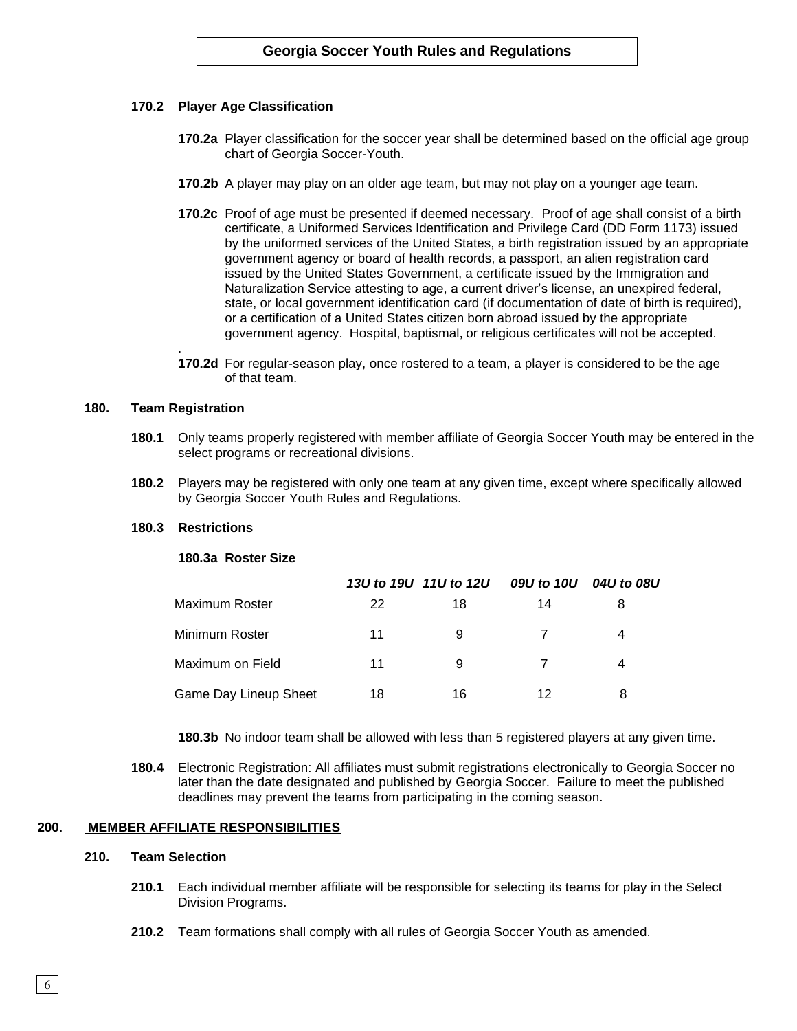### 170.2 Player Age Classification

**170.2a** Player classification for the soccer year shall be determined based on the official age group chart of Georgia Soccer-Youth.

**170.2b** A player may play on an older age team, but may not play on a younger age team.

**170.2c** Proof of age must be presented if deemed necessary. Proof of age shall consist of a birth certificate, a Uniformed Services Identification and Privilege Card (DD Form 1173) issued by the uniformed services of the United States, a birth registration issued by an appropriate government agency or board of health records, a passport, an alien registration card issued by the United States Government, a certificate issued by the Immigration and Naturalization Service attesting to age, a current driver's license, an unexpired federal, state, or local government identification card (if documentation of date of birth is required), or a certification of a United States citizen born abroad issued by the appropriate government agency. Hospital, baptismal, or religious certificates will not be accepted.

.

**170.2d** For regular-season play, once rostered to a team, a player is considered to be the age of that team.

## 180. Team Registration

**180.1** Only teams properly registered with member affiliate of Georgia Soccer Youth may be entered in the select programs or recreational divisions.

**180.2** Players may be registered with only one team at any given time, except where specifically allowed by Georgia Soccer Youth Rules and Regulations.

### 180.3 Restrictions

**180.3a Roster Size**

| | *13U to 19U* | *11U to 12U* | *09U to 10U* | *04U to 08U* |
|---|---|---|---|---|
| Maximum Roster | 22 | 18 | 14 | 8 |
| Minimum Roster | 11 | 9 | 7 | 4 |
| Maximum on Field | 11 | 9 | 7 | 4 |
| Game Day Lineup Sheet | 18 | 16 | 12 | 8 |

**180.3b** No indoor team shall be allowed with less than 5 registered players at any given time.

**180.4** Electronic Registration: All affiliates must submit registrations electronically to Georgia Soccer no later than the date designated and published by Georgia Soccer. Failure to meet the published deadlines may prevent the teams from participating in the coming season.

# 200. MEMBER AFFILIATE RESPONSIBILITIES

## 210. Team Selection

**210.1** Each individual member affiliate will be responsible for selecting its teams for play in the Select Division Programs.

**210.2** Team formations shall comply with all rules of Georgia Soccer Youth as amended.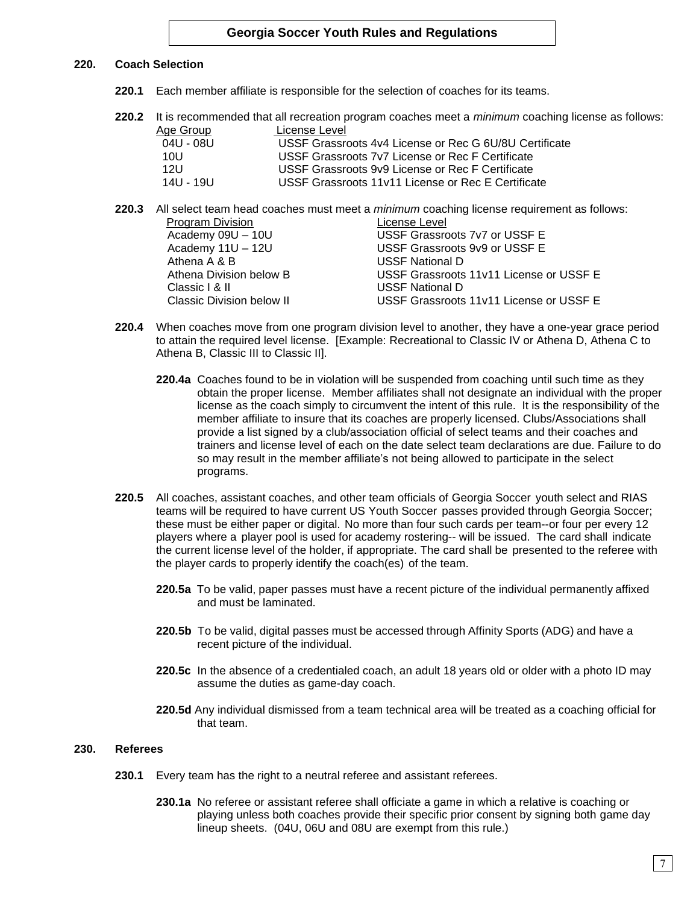## 220. Coach Selection

**220.1** Each member affiliate is responsible for the selection of coaches for its teams.

**220.2** It is recommended that all recreation program coaches meet a *minimum* coaching license as follows:

| Age Group | License Level |
|---|---|
| 04U - 08U | USSF Grassroots 4v4 License or Rec G 6U/8U Certificate |
| 10U | USSF Grassroots 7v7 License or Rec F Certificate |
| 12U | USSF Grassroots 9v9 License or Rec F Certificate |
| 14U - 19U | USSF Grassroots 11v11 License or Rec E Certificate |

**220.3** All select team head coaches must meet a *minimum* coaching license requirement as follows:

| Program Division | License Level |
|---|---|
| Academy 09U – 10U | USSF Grassroots 7v7 or USSF E |
| Academy 11U – 12U | USSF Grassroots 9v9 or USSF E |
| Athena A & B | USSF National D |
| Athena Division below B | USSF Grassroots 11v11 License or USSF E |
| Classic I & II | USSF National D |
| Classic Division below II | USSF Grassroots 11v11 License or USSF E |

**220.4** When coaches move from one program division level to another, they have a one-year grace period to attain the required level license. [Example: Recreational to Classic IV or Athena D, Athena C to Athena B, Classic III to Classic II].

**220.4a** Coaches found to be in violation will be suspended from coaching until such time as they obtain the proper license. Member affiliates shall not designate an individual with the proper license as the coach simply to circumvent the intent of this rule. It is the responsibility of the member affiliate to insure that its coaches are properly licensed. Clubs/Associations shall provide a list signed by a club/association official of select teams and their coaches and trainers and license level of each on the date select team declarations are due. Failure to do so may result in the member affiliate's not being allowed to participate in the select programs.

**220.5** All coaches, assistant coaches, and other team officials of Georgia Soccer youth select and RIAS teams will be required to have current US Youth Soccer passes provided through Georgia Soccer; these must be either paper or digital. No more than four such cards per team--or four per every 12 players where a player pool is used for academy rostering-- will be issued. The card shall indicate the current license level of the holder, if appropriate. The card shall be presented to the referee with the player cards to properly identify the coach(es) of the team.

**220.5a** To be valid, paper passes must have a recent picture of the individual permanently affixed and must be laminated.

**220.5b** To be valid, digital passes must be accessed through Affinity Sports (ADG) and have a recent picture of the individual.

**220.5c** In the absence of a credentialed coach, an adult 18 years old or older with a photo ID may assume the duties as game-day coach.

**220.5d** Any individual dismissed from a team technical area will be treated as a coaching official for that team.

## 230. Referees

**230.1** Every team has the right to a neutral referee and assistant referees.

**230.1a** No referee or assistant referee shall officiate a game in which a relative is coaching or playing unless both coaches provide their specific prior consent by signing both game day lineup sheets. (04U, 06U and 08U are exempt from this rule.)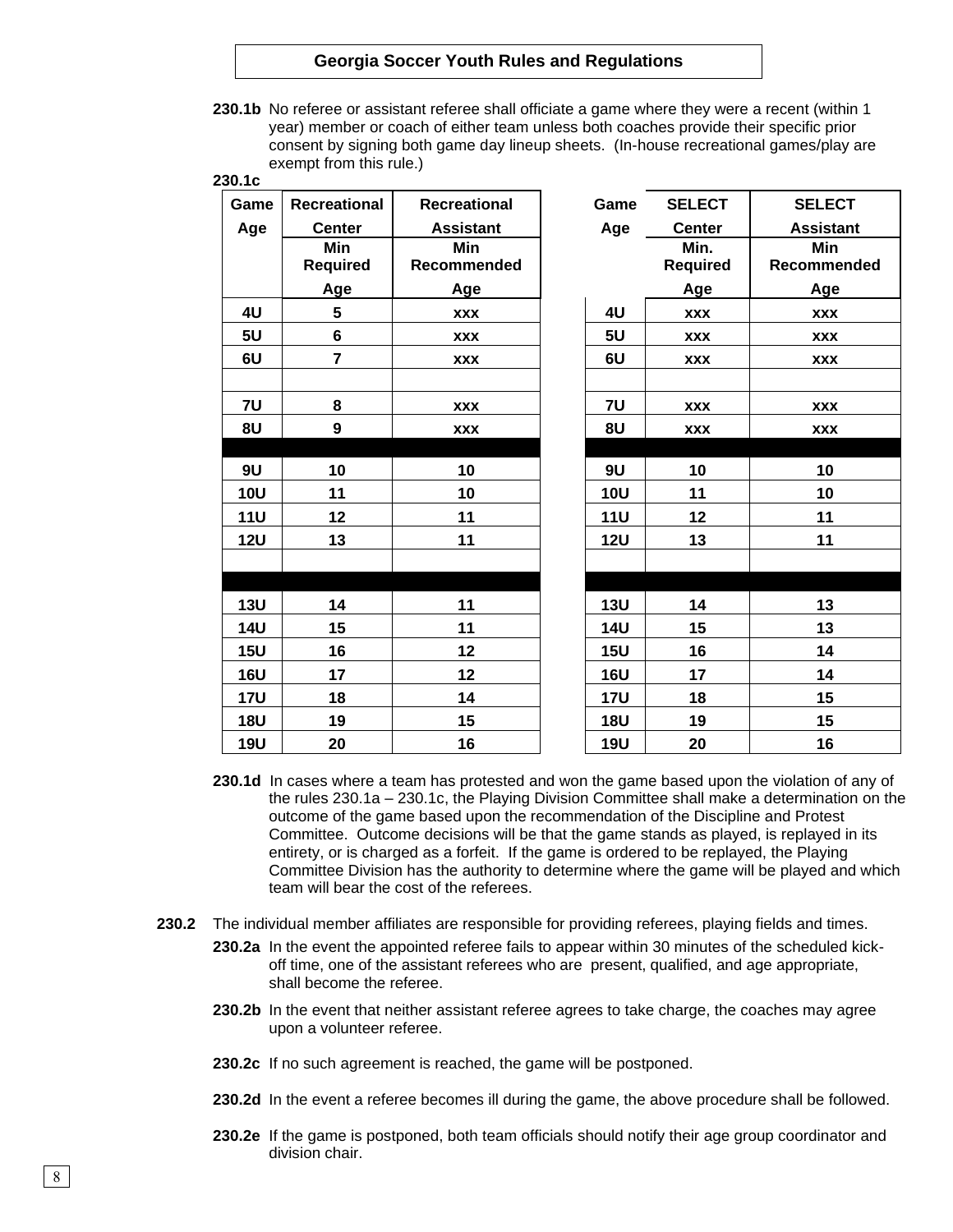**230.1b** No referee or assistant referee shall officiate a game where they were a recent (within 1 year) member or coach of either team unless both coaches provide their specific prior consent by signing both game day lineup sheets. (In-house recreational games/play are exempt from this rule.)

**230.1c**

| Game Age | Recreational Center Min Required Age | Recreational Assistant Min Recommended Age |
|---|---|---|
| 4U | 5 | xxx |
| 5U | 6 | xxx |
| 6U | 7 | xxx |
| | | |
| 7U | 8 | xxx |
| 8U | 9 | xxx |
| | | |
| 9U | 10 | 10 |
| 10U | 11 | 10 |
| 11U | 12 | 11 |
| 12U | 13 | 11 |
| | | |
| | | |
| 13U | 14 | 11 |
| 14U | 15 | 11 |
| 15U | 16 | 12 |
| 16U | 17 | 12 |
| 17U | 18 | 14 |
| 18U | 19 | 15 |
| 19U | 20 | 16 |

| Game Age | SELECT Center Min. Required Age | SELECT Assistant Min Recommended Age |
|---|---|---|
| 4U | xxx | xxx |
| 5U | xxx | xxx |
| 6U | xxx | xxx |
| | | |
| 7U | xxx | xxx |
| 8U | xxx | xxx |
| | | |
| 9U | 10 | 10 |
| 10U | 11 | 10 |
| 11U | 12 | 11 |
| 12U | 13 | 11 |
| | | |
| | | |
| 13U | 14 | 13 |
| 14U | 15 | 13 |
| 15U | 16 | 14 |
| 16U | 17 | 14 |
| 17U | 18 | 15 |
| 18U | 19 | 15 |
| 19U | 20 | 16 |

**230.1d** In cases where a team has protested and won the game based upon the violation of any of the rules 230.1a – 230.1c, the Playing Division Committee shall make a determination on the outcome of the game based upon the recommendation of the Discipline and Protest Committee. Outcome decisions will be that the game stands as played, is replayed in its entirety, or is charged as a forfeit. If the game is ordered to be replayed, the Playing Committee Division has the authority to determine where the game will be played and which team will bear the cost of the referees.

**230.2** The individual member affiliates are responsible for providing referees, playing fields and times.

**230.2a** In the event the appointed referee fails to appear within 30 minutes of the scheduled kick-off time, one of the assistant referees who are present, qualified, and age appropriate, shall become the referee.

**230.2b** In the event that neither assistant referee agrees to take charge, the coaches may agree upon a volunteer referee.

**230.2c** If no such agreement is reached, the game will be postponed.

**230.2d** In the event a referee becomes ill during the game, the above procedure shall be followed.

**230.2e** If the game is postponed, both team officials should notify their age group coordinator and division chair.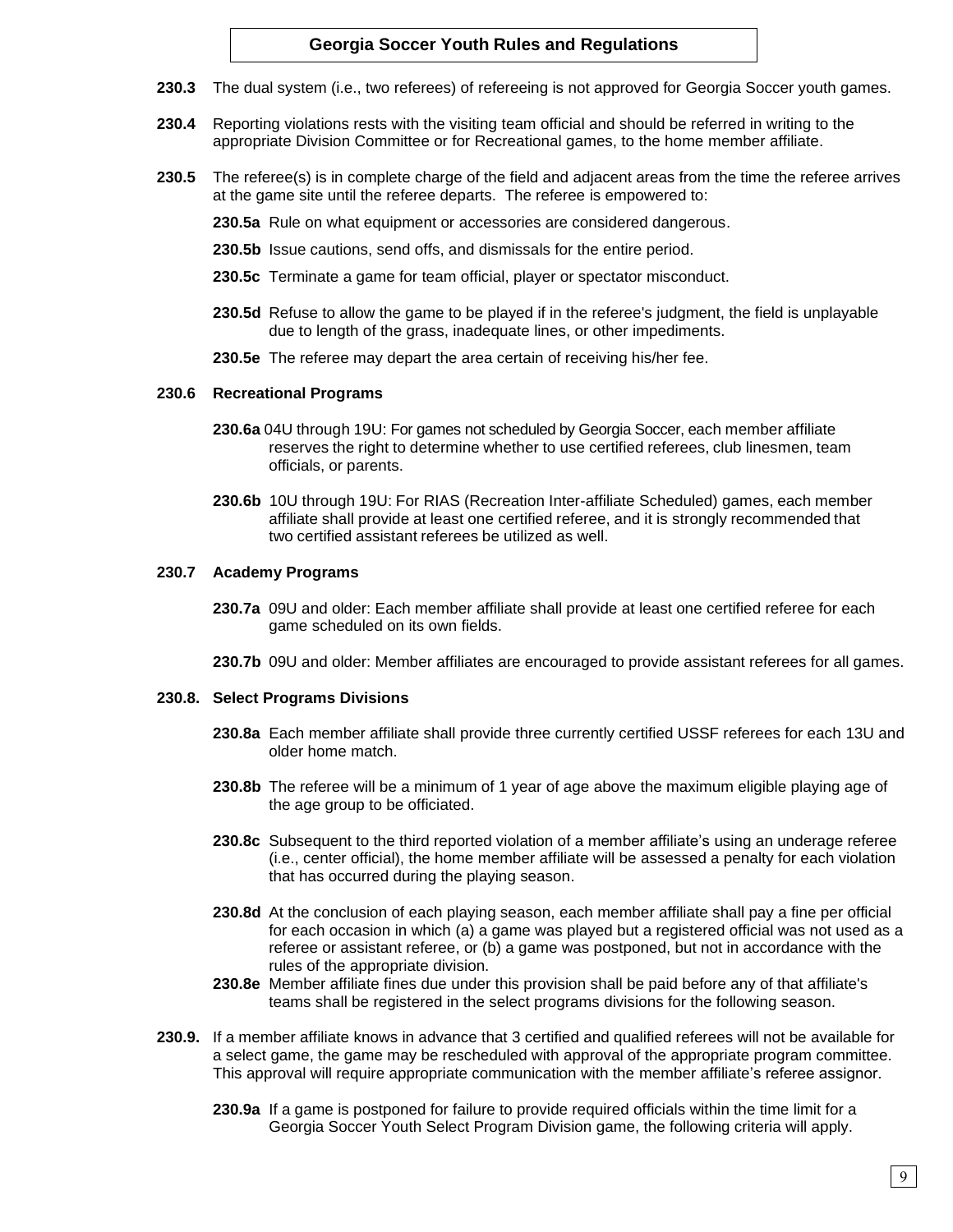**230.3** The dual system (i.e., two referees) of refereeing is not approved for Georgia Soccer youth games.

**230.4** Reporting violations rests with the visiting team official and should be referred in writing to the appropriate Division Committee or for Recreational games, to the home member affiliate.

**230.5** The referee(s) is in complete charge of the field and adjacent areas from the time the referee arrives at the game site until the referee departs. The referee is empowered to:

**230.5a** Rule on what equipment or accessories are considered dangerous.

**230.5b** Issue cautions, send offs, and dismissals for the entire period.

**230.5c** Terminate a game for team official, player or spectator misconduct.

**230.5d** Refuse to allow the game to be played if in the referee's judgment, the field is unplayable due to length of the grass, inadequate lines, or other impediments.

**230.5e** The referee may depart the area certain of receiving his/her fee.

**230.6 Recreational Programs**

**230.6a** 04U through 19U: For games not scheduled by Georgia Soccer, each member affiliate reserves the right to determine whether to use certified referees, club linesmen, team officials, or parents.

**230.6b** 10U through 19U: For RIAS (Recreation Inter-affiliate Scheduled) games, each member affiliate shall provide at least one certified referee, and it is strongly recommended that two certified assistant referees be utilized as well.

**230.7 Academy Programs**

**230.7a** 09U and older: Each member affiliate shall provide at least one certified referee for each game scheduled on its own fields.

**230.7b** 09U and older: Member affiliates are encouraged to provide assistant referees for all games.

**230.8. Select Programs Divisions**

**230.8a** Each member affiliate shall provide three currently certified USSF referees for each 13U and older home match.

**230.8b** The referee will be a minimum of 1 year of age above the maximum eligible playing age of the age group to be officiated.

**230.8c** Subsequent to the third reported violation of a member affiliate's using an underage referee (i.e., center official), the home member affiliate will be assessed a penalty for each violation that has occurred during the playing season.

**230.8d** At the conclusion of each playing season, each member affiliate shall pay a fine per official for each occasion in which (a) a game was played but a registered official was not used as a referee or assistant referee, or (b) a game was postponed, but not in accordance with the rules of the appropriate division.

**230.8e** Member affiliate fines due under this provision shall be paid before any of that affiliate's teams shall be registered in the select programs divisions for the following season.

**230.9.** If a member affiliate knows in advance that 3 certified and qualified referees will not be available for a select game, the game may be rescheduled with approval of the appropriate program committee. This approval will require appropriate communication with the member affiliate's referee assignor.

**230.9a** If a game is postponed for failure to provide required officials within the time limit for a Georgia Soccer Youth Select Program Division game, the following criteria will apply.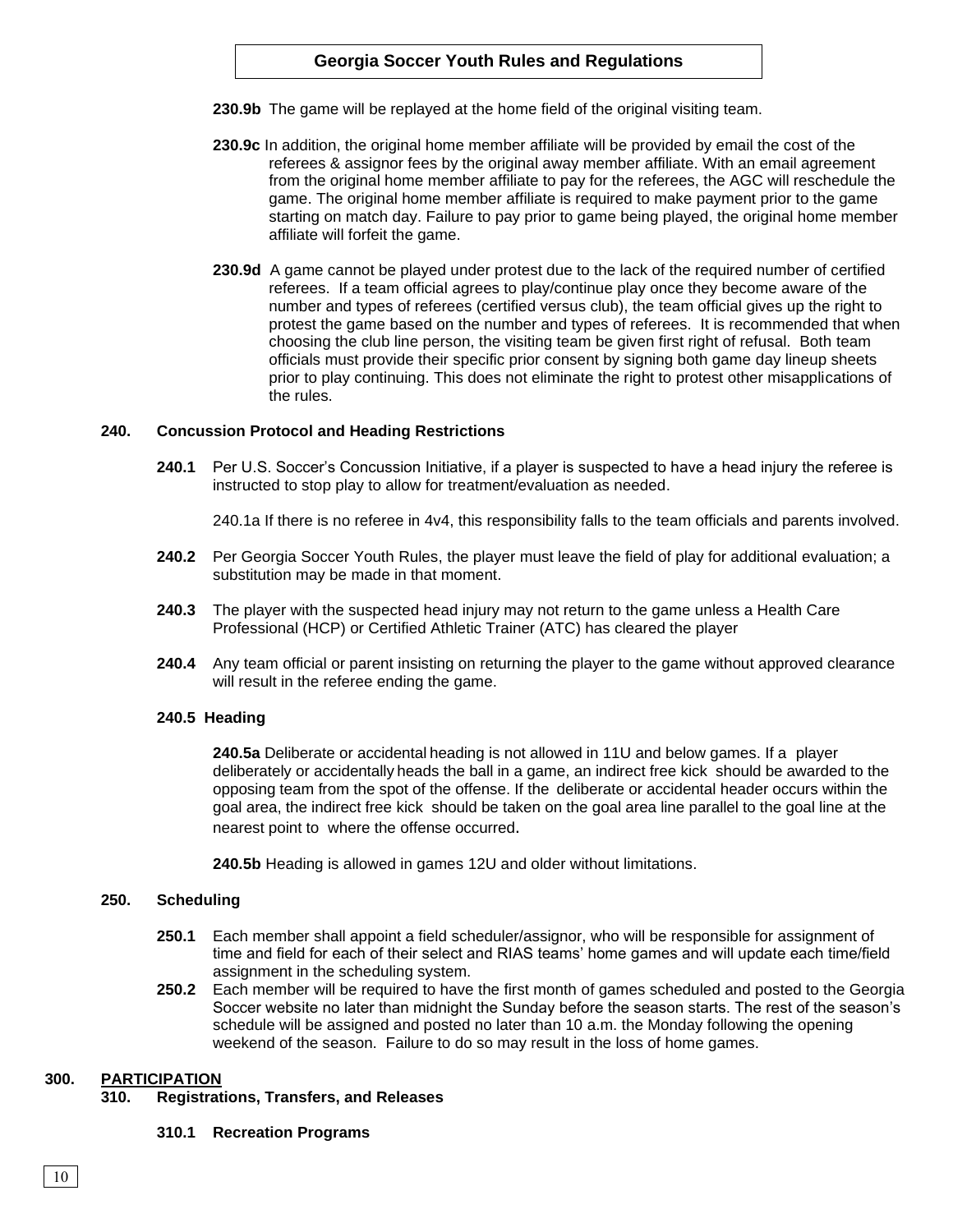**230.9b** The game will be replayed at the home field of the original visiting team.

**230.9c** In addition, the original home member affiliate will be provided by email the cost of the referees & assignor fees by the original away member affiliate. With an email agreement from the original home member affiliate to pay for the referees, the AGC will reschedule the game. The original home member affiliate is required to make payment prior to the game starting on match day. Failure to pay prior to game being played, the original home member affiliate will forfeit the game.

**230.9d** A game cannot be played under protest due to the lack of the required number of certified referees. If a team official agrees to play/continue play once they become aware of the number and types of referees (certified versus club), the team official gives up the right to protest the game based on the number and types of referees. It is recommended that when choosing the club line person, the visiting team be given first right of refusal. Both team officials must provide their specific prior consent by signing both game day lineup sheets prior to play continuing. This does not eliminate the right to protest other misapplications of the rules.

### 240. Concussion Protocol and Heading Restrictions

**240.1** Per U.S. Soccer's Concussion Initiative, if a player is suspected to have a head injury the referee is instructed to stop play to allow for treatment/evaluation as needed.

240.1a If there is no referee in 4v4, this responsibility falls to the team officials and parents involved.

**240.2** Per Georgia Soccer Youth Rules, the player must leave the field of play for additional evaluation; a substitution may be made in that moment.

**240.3** The player with the suspected head injury may not return to the game unless a Health Care Professional (HCP) or Certified Athletic Trainer (ATC) has cleared the player

**240.4** Any team official or parent insisting on returning the player to the game without approved clearance will result in the referee ending the game.

**240.5 Heading**

**240.5a** Deliberate or accidental heading is not allowed in 11U and below games. If a player deliberately or accidentally heads the ball in a game, an indirect free kick should be awarded to the opposing team from the spot of the offense. If the deliberate or accidental header occurs within the goal area, the indirect free kick should be taken on the goal area line parallel to the goal line at the nearest point to where the offense occurred.

**240.5b** Heading is allowed in games 12U and older without limitations.

### 250. Scheduling

**250.1** Each member shall appoint a field scheduler/assignor, who will be responsible for assignment of time and field for each of their select and RIAS teams' home games and will update each time/field assignment in the scheduling system.

**250.2** Each member will be required to have the first month of games scheduled and posted to the Georgia Soccer website no later than midnight the Sunday before the season starts. The rest of the season's schedule will be assigned and posted no later than 10 a.m. the Monday following the opening weekend of the season. Failure to do so may result in the loss of home games.

## 300. PARTICIPATION

### 310. Registrations, Transfers, and Releases

**310.1 Recreation Programs**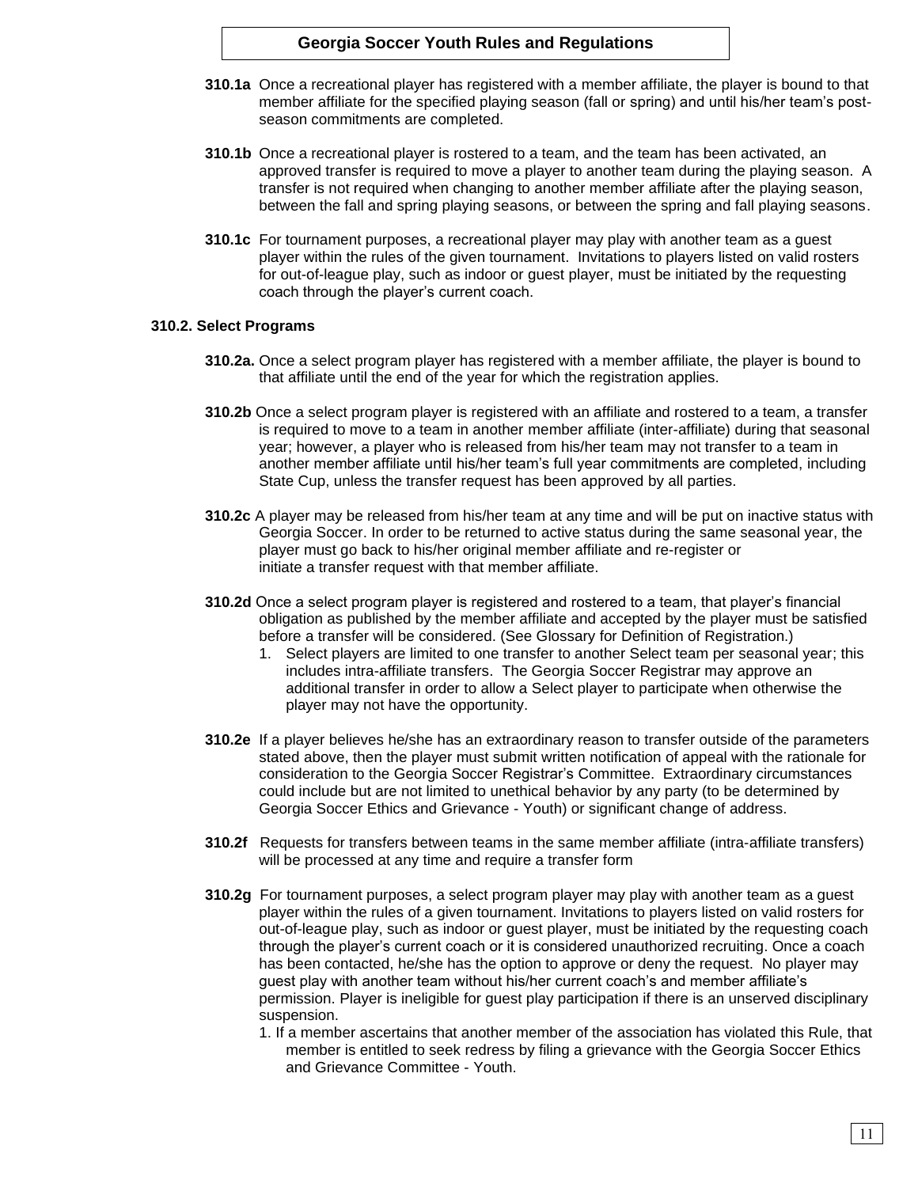**310.1a** Once a recreational player has registered with a member affiliate, the player is bound to that member affiliate for the specified playing season (fall or spring) and until his/her team's post-season commitments are completed.

**310.1b** Once a recreational player is rostered to a team, and the team has been activated, an approved transfer is required to move a player to another team during the playing season. A transfer is not required when changing to another member affiliate after the playing season, between the fall and spring playing seasons, or between the spring and fall playing seasons.

**310.1c** For tournament purposes, a recreational player may play with another team as a guest player within the rules of the given tournament. Invitations to players listed on valid rosters for out-of-league play, such as indoor or guest player, must be initiated by the requesting coach through the player's current coach.

### 310.2. Select Programs

**310.2a.** Once a select program player has registered with a member affiliate, the player is bound to that affiliate until the end of the year for which the registration applies.

**310.2b** Once a select program player is registered with an affiliate and rostered to a team, a transfer is required to move to a team in another member affiliate (inter-affiliate) during that seasonal year; however, a player who is released from his/her team may not transfer to a team in another member affiliate until his/her team's full year commitments are completed, including State Cup, unless the transfer request has been approved by all parties.

**310.2c** A player may be released from his/her team at any time and will be put on inactive status with Georgia Soccer. In order to be returned to active status during the same seasonal year, the player must go back to his/her original member affiliate and re-register or initiate a transfer request with that member affiliate.

**310.2d** Once a select program player is registered and rostered to a team, that player's financial obligation as published by the member affiliate and accepted by the player must be satisfied before a transfer will be considered. (See Glossary for Definition of Registration.)

1. Select players are limited to one transfer to another Select team per seasonal year; this includes intra-affiliate transfers. The Georgia Soccer Registrar may approve an additional transfer in order to allow a Select player to participate when otherwise the player may not have the opportunity.

**310.2e** If a player believes he/she has an extraordinary reason to transfer outside of the parameters stated above, then the player must submit written notification of appeal with the rationale for consideration to the Georgia Soccer Registrar's Committee. Extraordinary circumstances could include but are not limited to unethical behavior by any party (to be determined by Georgia Soccer Ethics and Grievance - Youth) or significant change of address.

**310.2f** Requests for transfers between teams in the same member affiliate (intra-affiliate transfers) will be processed at any time and require a transfer form

**310.2g** For tournament purposes, a select program player may play with another team as a guest player within the rules of a given tournament. Invitations to players listed on valid rosters for out-of-league play, such as indoor or guest player, must be initiated by the requesting coach through the player's current coach or it is considered unauthorized recruiting. Once a coach has been contacted, he/she has the option to approve or deny the request. No player may guest play with another team without his/her current coach's and member affiliate's permission. Player is ineligible for guest play participation if there is an unserved disciplinary suspension.

1. If a member ascertains that another member of the association has violated this Rule, that member is entitled to seek redress by filing a grievance with the Georgia Soccer Ethics and Grievance Committee - Youth.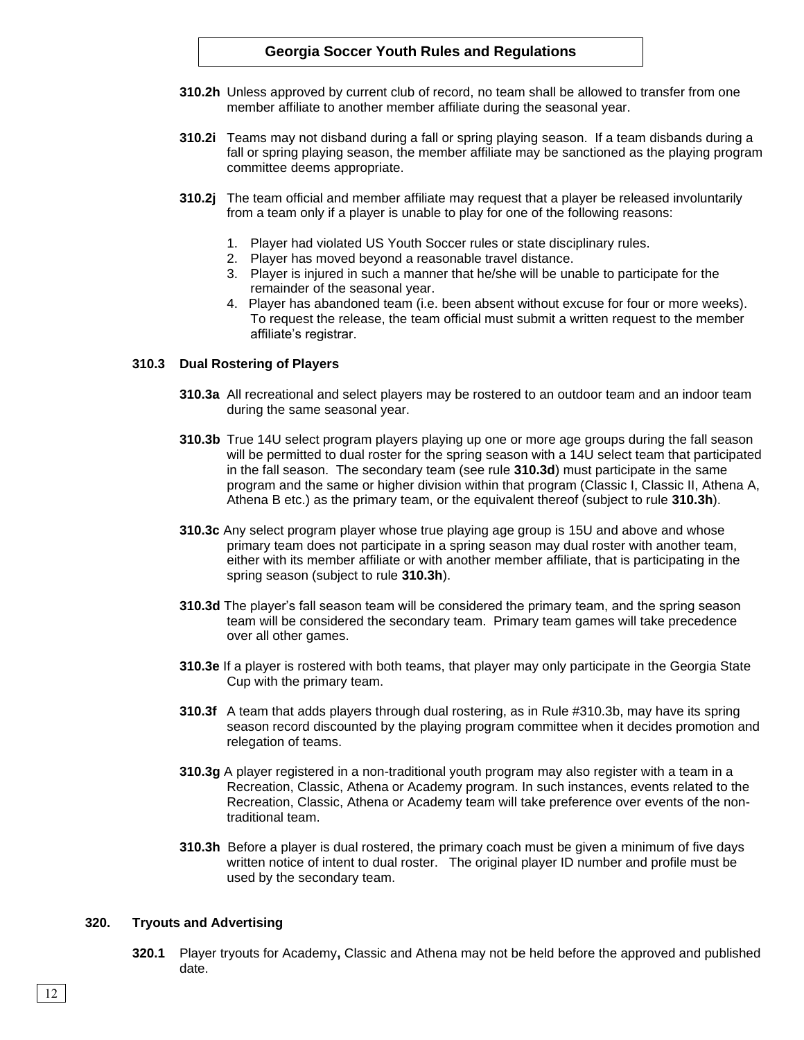**310.2h** Unless approved by current club of record, no team shall be allowed to transfer from one member affiliate to another member affiliate during the seasonal year.

**310.2i** Teams may not disband during a fall or spring playing season. If a team disbands during a fall or spring playing season, the member affiliate may be sanctioned as the playing program committee deems appropriate.

**310.2j** The team official and member affiliate may request that a player be released involuntarily from a team only if a player is unable to play for one of the following reasons:

1. Player had violated US Youth Soccer rules or state disciplinary rules.
2. Player has moved beyond a reasonable travel distance.
3. Player is injured in such a manner that he/she will be unable to participate for the remainder of the seasonal year.
4. Player has abandoned team (i.e. been absent without excuse for four or more weeks). To request the release, the team official must submit a written request to the member affiliate's registrar.

### 310.3 Dual Rostering of Players

**310.3a** All recreational and select players may be rostered to an outdoor team and an indoor team during the same seasonal year.

**310.3b** True 14U select program players playing up one or more age groups during the fall season will be permitted to dual roster for the spring season with a 14U select team that participated in the fall season. The secondary team (see rule **310.3d**) must participate in the same program and the same or higher division within that program (Classic I, Classic II, Athena A, Athena B etc.) as the primary team, or the equivalent thereof (subject to rule **310.3h**).

**310.3c** Any select program player whose true playing age group is 15U and above and whose primary team does not participate in a spring season may dual roster with another team, either with its member affiliate or with another member affiliate, that is participating in the spring season (subject to rule **310.3h**).

**310.3d** The player's fall season team will be considered the primary team, and the spring season team will be considered the secondary team. Primary team games will take precedence over all other games.

**310.3e** If a player is rostered with both teams, that player may only participate in the Georgia State Cup with the primary team.

**310.3f** A team that adds players through dual rostering, as in Rule #310.3b, may have its spring season record discounted by the playing program committee when it decides promotion and relegation of teams.

**310.3g** A player registered in a non-traditional youth program may also register with a team in a Recreation, Classic, Athena or Academy program. In such instances, events related to the Recreation, Classic, Athena or Academy team will take preference over events of the non-traditional team.

**310.3h** Before a player is dual rostered, the primary coach must be given a minimum of five days written notice of intent to dual roster. The original player ID number and profile must be used by the secondary team.

## 320. Tryouts and Advertising

**320.1** Player tryouts for Academy**,** Classic and Athena may not be held before the approved and published date.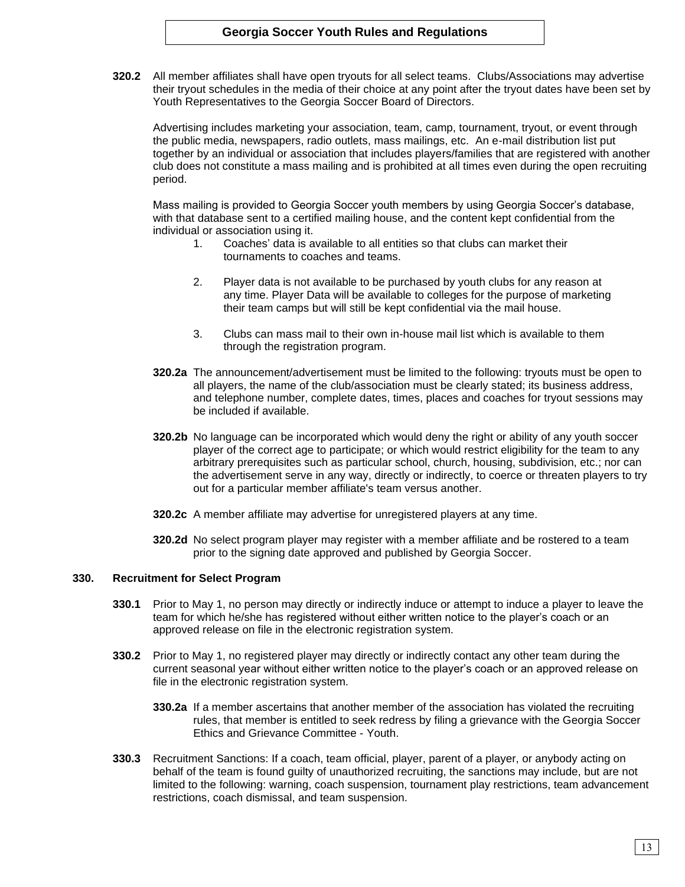**320.2** All member affiliates shall have open tryouts for all select teams. Clubs/Associations may advertise their tryout schedules in the media of their choice at any point after the tryout dates have been set by Youth Representatives to the Georgia Soccer Board of Directors.

Advertising includes marketing your association, team, camp, tournament, tryout, or event through the public media, newspapers, radio outlets, mass mailings, etc. An e-mail distribution list put together by an individual or association that includes players/families that are registered with another club does not constitute a mass mailing and is prohibited at all times even during the open recruiting period.

Mass mailing is provided to Georgia Soccer youth members by using Georgia Soccer's database, with that database sent to a certified mailing house, and the content kept confidential from the individual or association using it.

1. Coaches' data is available to all entities so that clubs can market their tournaments to coaches and teams.

2. Player data is not available to be purchased by youth clubs for any reason at any time. Player Data will be available to colleges for the purpose of marketing their team camps but will still be kept confidential via the mail house.

3. Clubs can mass mail to their own in-house mail list which is available to them through the registration program.

**320.2a** The announcement/advertisement must be limited to the following: tryouts must be open to all players, the name of the club/association must be clearly stated; its business address, and telephone number, complete dates, times, places and coaches for tryout sessions may be included if available.

**320.2b** No language can be incorporated which would deny the right or ability of any youth soccer player of the correct age to participate; or which would restrict eligibility for the team to any arbitrary prerequisites such as particular school, church, housing, subdivision, etc.; nor can the advertisement serve in any way, directly or indirectly, to coerce or threaten players to try out for a particular member affiliate's team versus another.

**320.2c** A member affiliate may advertise for unregistered players at any time.

**320.2d** No select program player may register with a member affiliate and be rostered to a team prior to the signing date approved and published by Georgia Soccer.

### 330. Recruitment for Select Program

**330.1** Prior to May 1, no person may directly or indirectly induce or attempt to induce a player to leave the team for which he/she has registered without either written notice to the player's coach or an approved release on file in the electronic registration system.

**330.2** Prior to May 1, no registered player may directly or indirectly contact any other team during the current seasonal year without either written notice to the player's coach or an approved release on file in the electronic registration system.

**330.2a** If a member ascertains that another member of the association has violated the recruiting rules, that member is entitled to seek redress by filing a grievance with the Georgia Soccer Ethics and Grievance Committee - Youth.

**330.3** Recruitment Sanctions: If a coach, team official, player, parent of a player, or anybody acting on behalf of the team is found guilty of unauthorized recruiting, the sanctions may include, but are not limited to the following: warning, coach suspension, tournament play restrictions, team advancement restrictions, coach dismissal, and team suspension.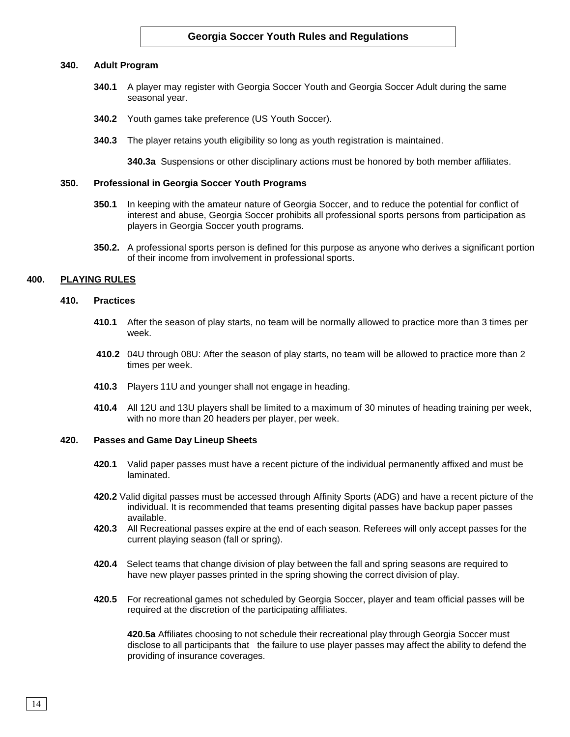**340. Adult Program**

**340.1** A player may register with Georgia Soccer Youth and Georgia Soccer Adult during the same seasonal year.

**340.2** Youth games take preference (US Youth Soccer).

**340.3** The player retains youth eligibility so long as youth registration is maintained.

**340.3a** Suspensions or other disciplinary actions must be honored by both member affiliates.

**350. Professional in Georgia Soccer Youth Programs**

**350.1** In keeping with the amateur nature of Georgia Soccer, and to reduce the potential for conflict of interest and abuse, Georgia Soccer prohibits all professional sports persons from participation as players in Georgia Soccer youth programs.

**350.2.** A professional sports person is defined for this purpose as anyone who derives a significant portion of their income from involvement in professional sports.

## 400. PLAYING RULES

**410. Practices**

**410.1** After the season of play starts, no team will be normally allowed to practice more than 3 times per week.

**410.2** 04U through 08U: After the season of play starts, no team will be allowed to practice more than 2 times per week.

**410.3** Players 11U and younger shall not engage in heading.

**410.4** All 12U and 13U players shall be limited to a maximum of 30 minutes of heading training per week, with no more than 20 headers per player, per week.

**420. Passes and Game Day Lineup Sheets**

**420.1** Valid paper passes must have a recent picture of the individual permanently affixed and must be laminated.

**420.2** Valid digital passes must be accessed through Affinity Sports (ADG) and have a recent picture of the individual. It is recommended that teams presenting digital passes have backup paper passes available.

**420.3** All Recreational passes expire at the end of each season. Referees will only accept passes for the current playing season (fall or spring).

**420.4** Select teams that change division of play between the fall and spring seasons are required to have new player passes printed in the spring showing the correct division of play.

**420.5** For recreational games not scheduled by Georgia Soccer, player and team official passes will be required at the discretion of the participating affiliates.

**420.5a** Affiliates choosing to not schedule their recreational play through Georgia Soccer must disclose to all participants that the failure to use player passes may affect the ability to defend the providing of insurance coverages.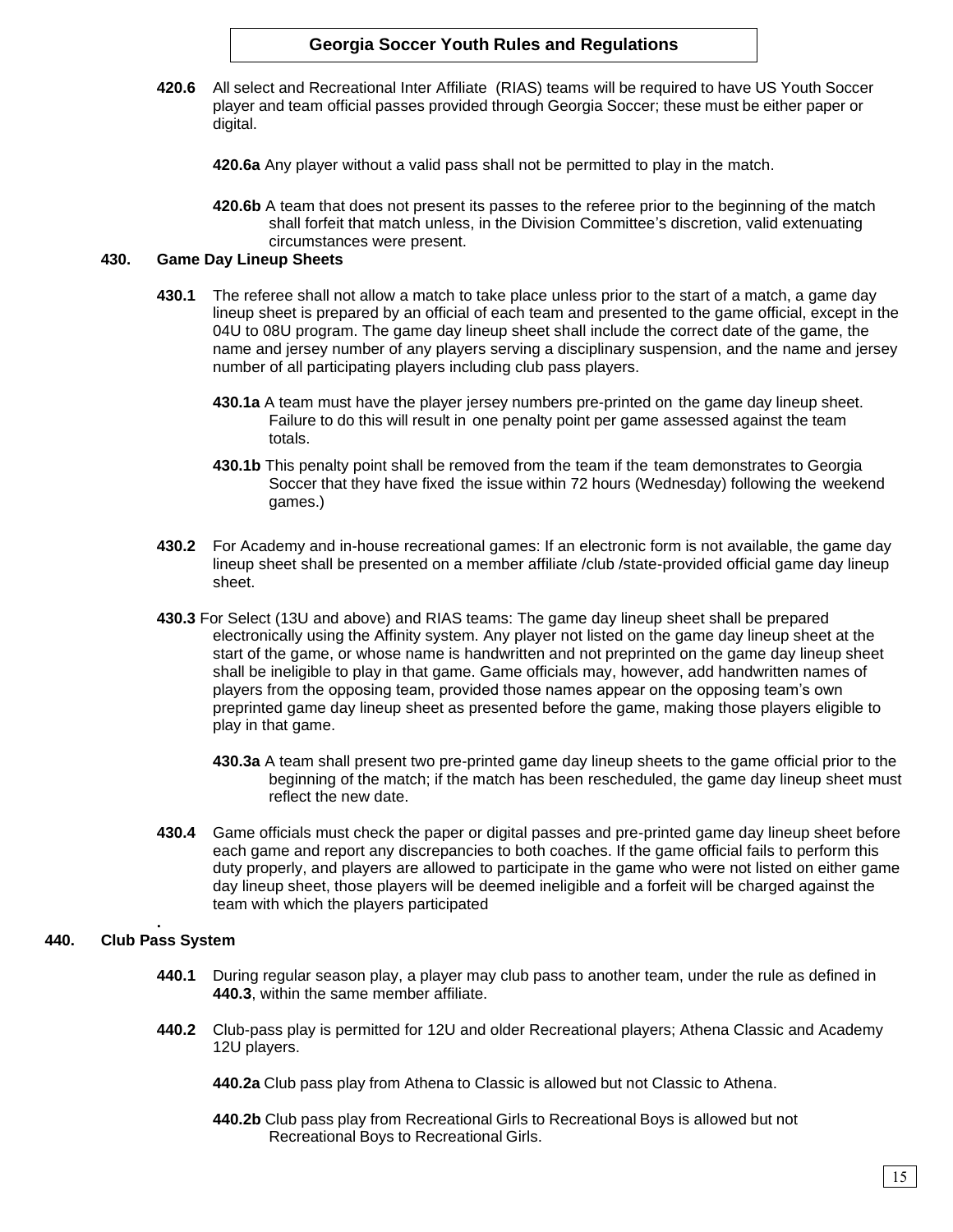**420.6** All select and Recreational Inter Affiliate (RIAS) teams will be required to have US Youth Soccer player and team official passes provided through Georgia Soccer; these must be either paper or digital.

**420.6a** Any player without a valid pass shall not be permitted to play in the match.

**420.6b** A team that does not present its passes to the referee prior to the beginning of the match shall forfeit that match unless, in the Division Committee's discretion, valid extenuating circumstances were present.

## 430. Game Day Lineup Sheets

**430.1** The referee shall not allow a match to take place unless prior to the start of a match, a game day lineup sheet is prepared by an official of each team and presented to the game official, except in the 04U to 08U program. The game day lineup sheet shall include the correct date of the game, the name and jersey number of any players serving a disciplinary suspension, and the name and jersey number of all participating players including club pass players.

**430.1a** A team must have the player jersey numbers pre-printed on the game day lineup sheet. Failure to do this will result in one penalty point per game assessed against the team totals.

**430.1b** This penalty point shall be removed from the team if the team demonstrates to Georgia Soccer that they have fixed the issue within 72 hours (Wednesday) following the weekend games.)

**430.2** For Academy and in-house recreational games: If an electronic form is not available, the game day lineup sheet shall be presented on a member affiliate /club /state-provided official game day lineup sheet.

**430.3** For Select (13U and above) and RIAS teams: The game day lineup sheet shall be prepared electronically using the Affinity system. Any player not listed on the game day lineup sheet at the start of the game, or whose name is handwritten and not preprinted on the game day lineup sheet shall be ineligible to play in that game. Game officials may, however, add handwritten names of players from the opposing team, provided those names appear on the opposing team's own preprinted game day lineup sheet as presented before the game, making those players eligible to play in that game.

**430.3a** A team shall present two pre-printed game day lineup sheets to the game official prior to the beginning of the match; if the match has been rescheduled, the game day lineup sheet must reflect the new date.

**430.4** Game officials must check the paper or digital passes and pre-printed game day lineup sheet before each game and report any discrepancies to both coaches. If the game official fails to perform this duty properly, and players are allowed to participate in the game who were not listed on either game day lineup sheet, those players will be deemed ineligible and a forfeit will be charged against the team with which the players participated

.

## 440. Club Pass System

**440.1** During regular season play, a player may club pass to another team, under the rule as defined in **440.3**, within the same member affiliate.

**440.2** Club-pass play is permitted for 12U and older Recreational players; Athena Classic and Academy 12U players.

**440.2a** Club pass play from Athena to Classic is allowed but not Classic to Athena.

**440.2b** Club pass play from Recreational Girls to Recreational Boys is allowed but not Recreational Boys to Recreational Girls.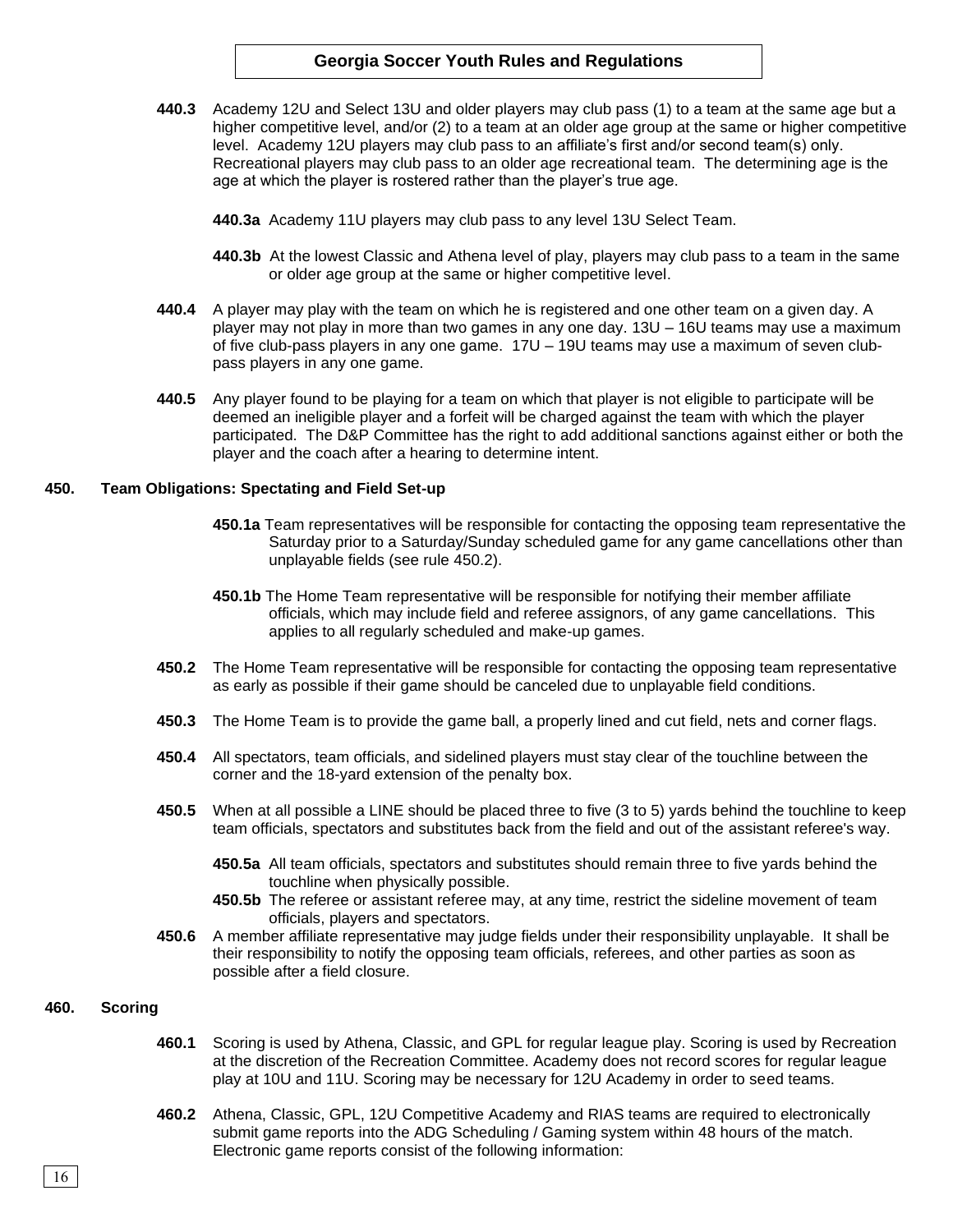**440.3** Academy 12U and Select 13U and older players may club pass (1) to a team at the same age but a higher competitive level, and/or (2) to a team at an older age group at the same or higher competitive level. Academy 12U players may club pass to an affiliate's first and/or second team(s) only. Recreational players may club pass to an older age recreational team. The determining age is the age at which the player is rostered rather than the player's true age.

**440.3a** Academy 11U players may club pass to any level 13U Select Team.

**440.3b** At the lowest Classic and Athena level of play, players may club pass to a team in the same or older age group at the same or higher competitive level.

**440.4** A player may play with the team on which he is registered and one other team on a given day. A player may not play in more than two games in any one day. 13U – 16U teams may use a maximum of five club-pass players in any one game. 17U – 19U teams may use a maximum of seven club-pass players in any one game.

**440.5** Any player found to be playing for a team on which that player is not eligible to participate will be deemed an ineligible player and a forfeit will be charged against the team with which the player participated. The D&P Committee has the right to add additional sanctions against either or both the player and the coach after a hearing to determine intent.

## 450. Team Obligations: Spectating and Field Set-up

**450.1a** Team representatives will be responsible for contacting the opposing team representative the Saturday prior to a Saturday/Sunday scheduled game for any game cancellations other than unplayable fields (see rule 450.2).

**450.1b** The Home Team representative will be responsible for notifying their member affiliate officials, which may include field and referee assignors, of any game cancellations. This applies to all regularly scheduled and make-up games.

**450.2** The Home Team representative will be responsible for contacting the opposing team representative as early as possible if their game should be canceled due to unplayable field conditions.

**450.3** The Home Team is to provide the game ball, a properly lined and cut field, nets and corner flags.

**450.4** All spectators, team officials, and sidelined players must stay clear of the touchline between the corner and the 18-yard extension of the penalty box.

**450.5** When at all possible a LINE should be placed three to five (3 to 5) yards behind the touchline to keep team officials, spectators and substitutes back from the field and out of the assistant referee's way.

**450.5a** All team officials, spectators and substitutes should remain three to five yards behind the touchline when physically possible.

**450.5b** The referee or assistant referee may, at any time, restrict the sideline movement of team officials, players and spectators.

**450.6** A member affiliate representative may judge fields under their responsibility unplayable. It shall be their responsibility to notify the opposing team officials, referees, and other parties as soon as possible after a field closure.

## 460. Scoring

**460.1** Scoring is used by Athena, Classic, and GPL for regular league play. Scoring is used by Recreation at the discretion of the Recreation Committee. Academy does not record scores for regular league play at 10U and 11U. Scoring may be necessary for 12U Academy in order to seed teams.

**460.2** Athena, Classic, GPL, 12U Competitive Academy and RIAS teams are required to electronically submit game reports into the ADG Scheduling / Gaming system within 48 hours of the match. Electronic game reports consist of the following information: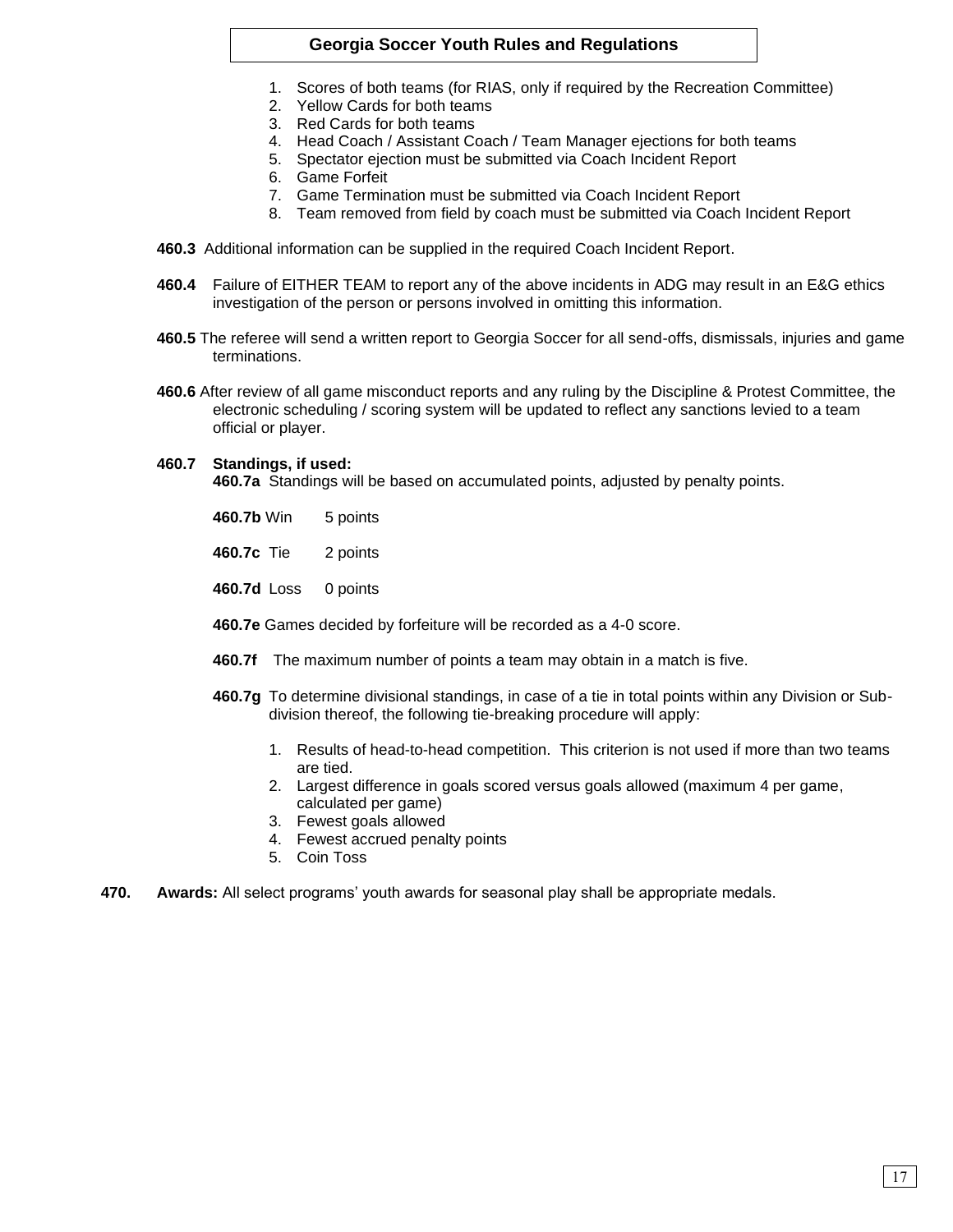1. Scores of both teams (for RIAS, only if required by the Recreation Committee)
2. Yellow Cards for both teams
3. Red Cards for both teams
4. Head Coach / Assistant Coach / Team Manager ejections for both teams
5. Spectator ejection must be submitted via Coach Incident Report
6. Game Forfeit
7. Game Termination must be submitted via Coach Incident Report
8. Team removed from field by coach must be submitted via Coach Incident Report

**460.3** Additional information can be supplied in the required Coach Incident Report.

**460.4** Failure of EITHER TEAM to report any of the above incidents in ADG may result in an E&G ethics investigation of the person or persons involved in omitting this information.

**460.5** The referee will send a written report to Georgia Soccer for all send-offs, dismissals, injuries and game terminations.

**460.6** After review of all game misconduct reports and any ruling by the Discipline & Protest Committee, the electronic scheduling / scoring system will be updated to reflect any sanctions levied to a team official or player.

**460.7 Standings, if used:**

**460.7a** Standings will be based on accumulated points, adjusted by penalty points.

**460.7b** Win 5 points

**460.7c** Tie 2 points

**460.7d** Loss 0 points

**460.7e** Games decided by forfeiture will be recorded as a 4-0 score.

**460.7f** The maximum number of points a team may obtain in a match is five.

**460.7g** To determine divisional standings, in case of a tie in total points within any Division or Sub-division thereof, the following tie-breaking procedure will apply:

1. Results of head-to-head competition. This criterion is not used if more than two teams are tied.
2. Largest difference in goals scored versus goals allowed (maximum 4 per game, calculated per game)
3. Fewest goals allowed
4. Fewest accrued penalty points
5. Coin Toss

**470. Awards:** All select programs' youth awards for seasonal play shall be appropriate medals.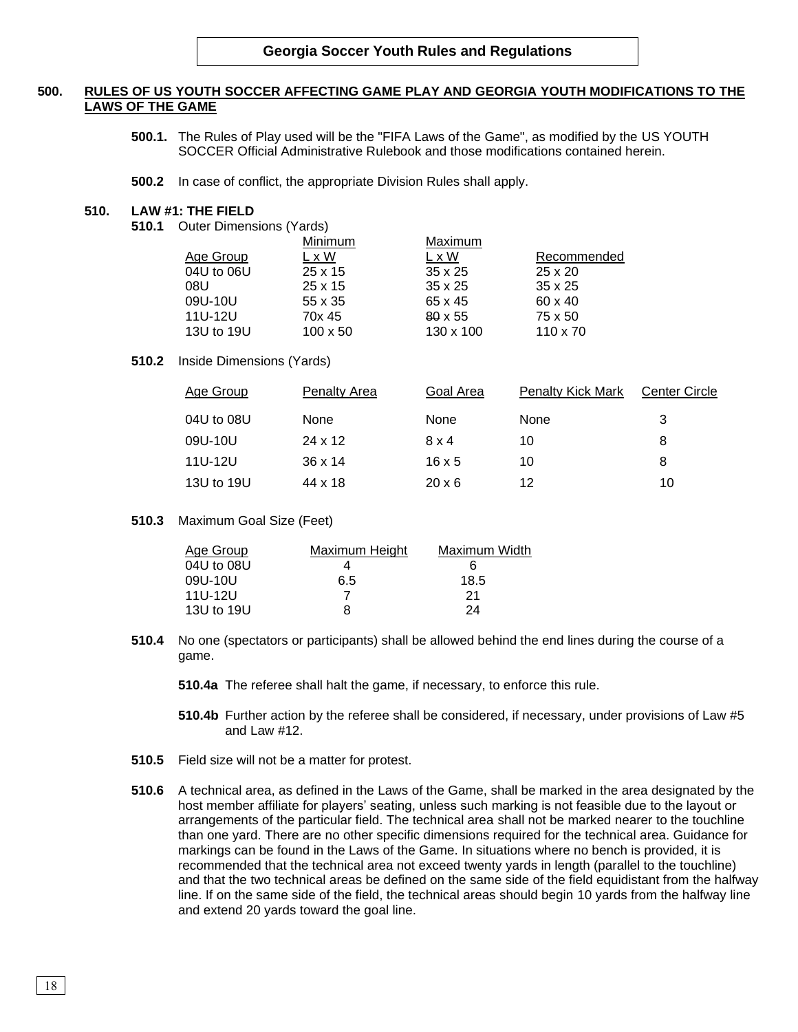# Georgia Soccer Youth Rules and Regulations

## 500. RULES OF US YOUTH SOCCER AFFECTING GAME PLAY AND GEORGIA YOUTH MODIFICATIONS TO THE LAWS OF THE GAME

**500.1.** The Rules of Play used will be the "FIFA Laws of the Game", as modified by the US YOUTH SOCCER Official Administrative Rulebook and those modifications contained herein.

**500.2** In case of conflict, the appropriate Division Rules shall apply.

## 510. LAW #1: THE FIELD

**510.1** Outer Dimensions (Yards)

| Age Group | Minimum L x W | Maximum L x W | Recommended |
|---|---|---|---|
| 04U to 06U | 25 x 15 | 35 x 25 | 25 x 20 |
| 08U | 25 x 15 | 35 x 25 | 35 x 25 |
| 09U-10U | 55 x 35 | 65 x 45 | 60 x 40 |
| 11U-12U | 70x 45 | ~~80~~ x 55 | 75 x 50 |
| 13U to 19U | 100 x 50 | 130 x 100 | 110 x 70 |

**510.2** Inside Dimensions (Yards)

| Age Group | Penalty Area | Goal Area | Penalty Kick Mark | Center Circle |
|---|---|---|---|---|
| 04U to 08U | None | None | None | 3 |
| 09U-10U | 24 x 12 | 8 x 4 | 10 | 8 |
| 11U-12U | 36 x 14 | 16 x 5 | 10 | 8 |
| 13U to 19U | 44 x 18 | 20 x 6 | 12 | 10 |

**510.3** Maximum Goal Size (Feet)

| Age Group | Maximum Height | Maximum Width |
|---|---|---|
| 04U to 08U | 4 | 6 |
| 09U-10U | 6.5 | 18.5 |
| 11U-12U | 7 | 21 |
| 13U to 19U | 8 | 24 |

**510.4** No one (spectators or participants) shall be allowed behind the end lines during the course of a game.

**510.4a** The referee shall halt the game, if necessary, to enforce this rule.

**510.4b** Further action by the referee shall be considered, if necessary, under provisions of Law #5 and Law #12.

**510.5** Field size will not be a matter for protest.

**510.6** A technical area, as defined in the Laws of the Game, shall be marked in the area designated by the host member affiliate for players' seating, unless such marking is not feasible due to the layout or arrangements of the particular field. The technical area shall not be marked nearer to the touchline than one yard. There are no other specific dimensions required for the technical area. Guidance for markings can be found in the Laws of the Game. In situations where no bench is provided, it is recommended that the technical area not exceed twenty yards in length (parallel to the touchline) and that the two technical areas be defined on the same side of the field equidistant from the halfway line. If on the same side of the field, the technical areas should begin 10 yards from the halfway line and extend 20 yards toward the goal line.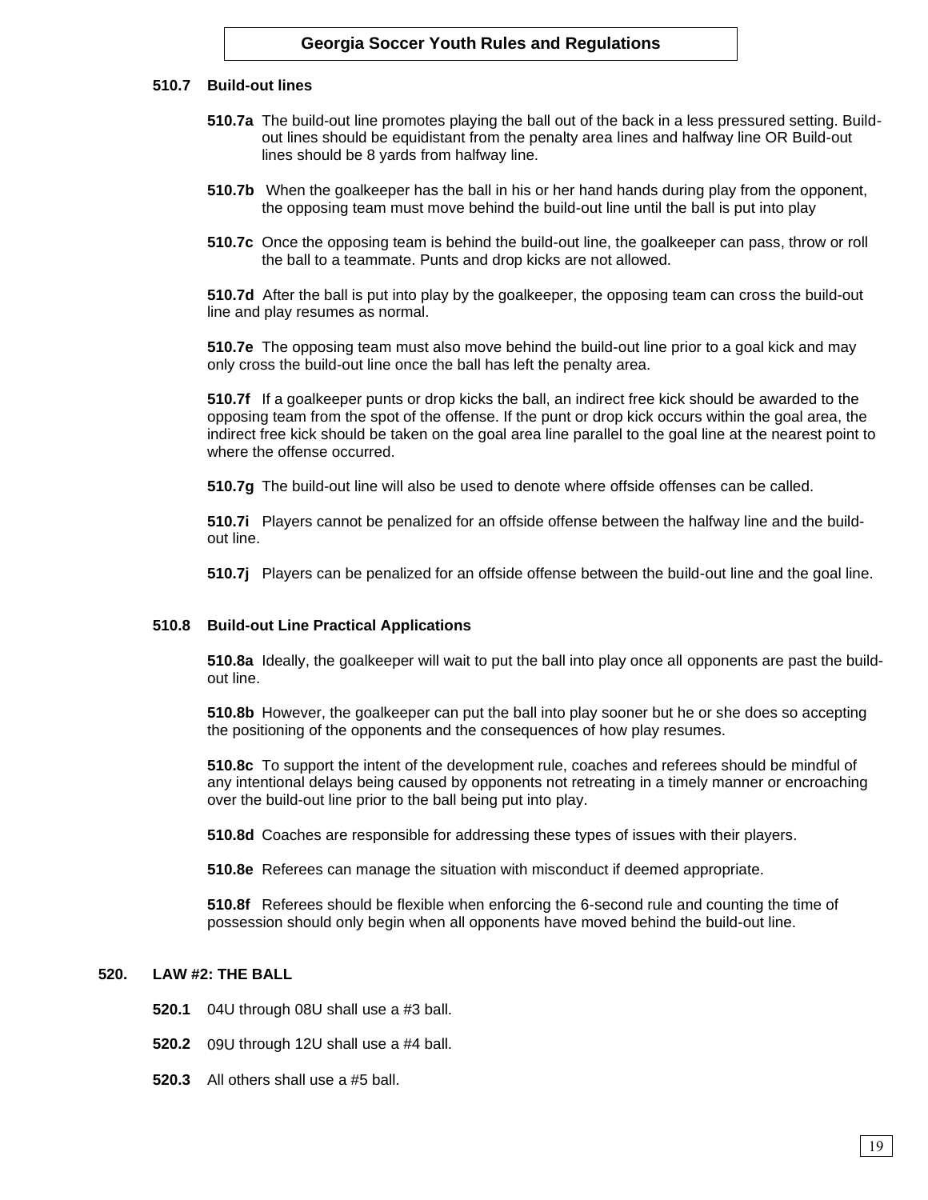### 510.7 Build-out lines

**510.7a** The build-out line promotes playing the ball out of the back in a less pressured setting. Build-out lines should be equidistant from the penalty area lines and halfway line OR Build-out lines should be 8 yards from halfway line.

**510.7b** When the goalkeeper has the ball in his or her hand hands during play from the opponent, the opposing team must move behind the build-out line until the ball is put into play

**510.7c** Once the opposing team is behind the build-out line, the goalkeeper can pass, throw or roll the ball to a teammate. Punts and drop kicks are not allowed.

**510.7d** After the ball is put into play by the goalkeeper, the opposing team can cross the build-out line and play resumes as normal.

**510.7e** The opposing team must also move behind the build-out line prior to a goal kick and may only cross the build-out line once the ball has left the penalty area.

**510.7f** If a goalkeeper punts or drop kicks the ball, an indirect free kick should be awarded to the opposing team from the spot of the offense. If the punt or drop kick occurs within the goal area, the indirect free kick should be taken on the goal area line parallel to the goal line at the nearest point to where the offense occurred.

**510.7g** The build-out line will also be used to denote where offside offenses can be called.

**510.7i** Players cannot be penalized for an offside offense between the halfway line and the build-out line.

**510.7j** Players can be penalized for an offside offense between the build-out line and the goal line.

### 510.8 Build-out Line Practical Applications

**510.8a** Ideally, the goalkeeper will wait to put the ball into play once all opponents are past the build-out line.

**510.8b** However, the goalkeeper can put the ball into play sooner but he or she does so accepting the positioning of the opponents and the consequences of how play resumes.

**510.8c** To support the intent of the development rule, coaches and referees should be mindful of any intentional delays being caused by opponents not retreating in a timely manner or encroaching over the build-out line prior to the ball being put into play.

**510.8d** Coaches are responsible for addressing these types of issues with their players.

**510.8e** Referees can manage the situation with misconduct if deemed appropriate.

**510.8f** Referees should be flexible when enforcing the 6-second rule and counting the time of possession should only begin when all opponents have moved behind the build-out line.

## 520. LAW #2: THE BALL

**520.1** 04U through 08U shall use a #3 ball.

**520.2** 09U through 12U shall use a #4 ball.

**520.3** All others shall use a #5 ball.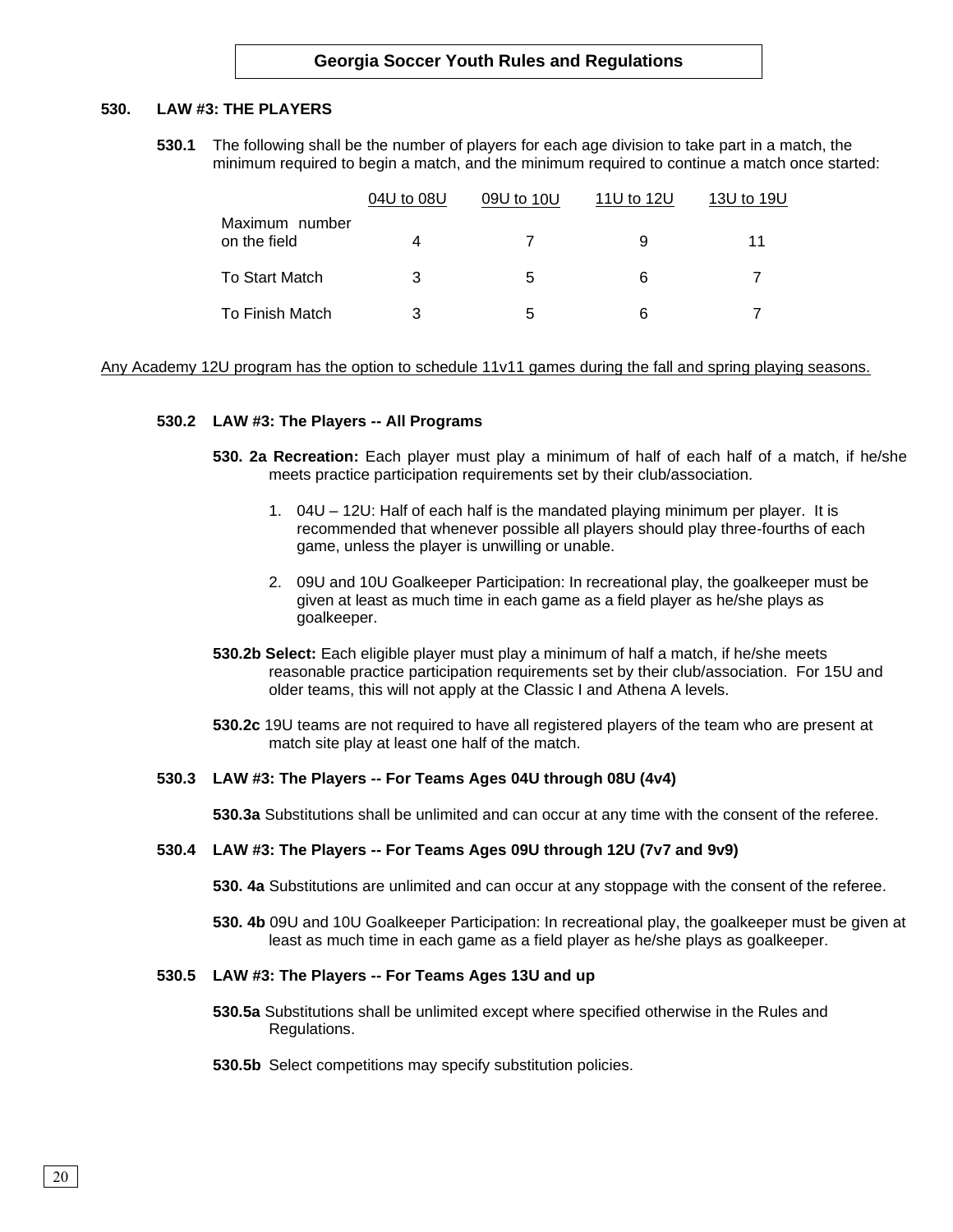**Georgia Soccer Youth Rules and Regulations**

## 530. LAW #3: THE PLAYERS

**530.1** The following shall be the number of players for each age division to take part in a match, the minimum required to begin a match, and the minimum required to continue a match once started:

| | 04U to 08U | 09U to 10U | 11U to 12U | 13U to 19U |
|---|---|---|---|---|
| Maximum number on the field | 4 | 7 | 9 | 11 |
| To Start Match | 3 | 5 | 6 | 7 |
| To Finish Match | 3 | 5 | 6 | 7 |

<u>Any Academy 12U program has the option to schedule 11v11 games during the fall and spring playing seasons.</u>

### 530.2 LAW #3: The Players -- All Programs

**530. 2a Recreation:** Each player must play a minimum of half of each half of a match, if he/she meets practice participation requirements set by their club/association.

1. 04U – 12U: Half of each half is the mandated playing minimum per player. It is recommended that whenever possible all players should play three-fourths of each game, unless the player is unwilling or unable.
2. 09U and 10U Goalkeeper Participation: In recreational play, the goalkeeper must be given at least as much time in each game as a field player as he/she plays as goalkeeper.

**530.2b Select:** Each eligible player must play a minimum of half a match, if he/she meets reasonable practice participation requirements set by their club/association. For 15U and older teams, this will not apply at the Classic I and Athena A levels.

**530.2c** 19U teams are not required to have all registered players of the team who are present at match site play at least one half of the match.

### 530.3 LAW #3: The Players -- For Teams Ages 04U through 08U (4v4)

**530.3a** Substitutions shall be unlimited and can occur at any time with the consent of the referee.

### 530.4 LAW #3: The Players -- For Teams Ages 09U through 12U (7v7 and 9v9)

**530. 4a** Substitutions are unlimited and can occur at any stoppage with the consent of the referee.

**530. 4b** 09U and 10U Goalkeeper Participation: In recreational play, the goalkeeper must be given at least as much time in each game as a field player as he/she plays as goalkeeper.

### 530.5 LAW #3: The Players -- For Teams Ages 13U and up

**530.5a** Substitutions shall be unlimited except where specified otherwise in the Rules and Regulations.

**530.5b** Select competitions may specify substitution policies.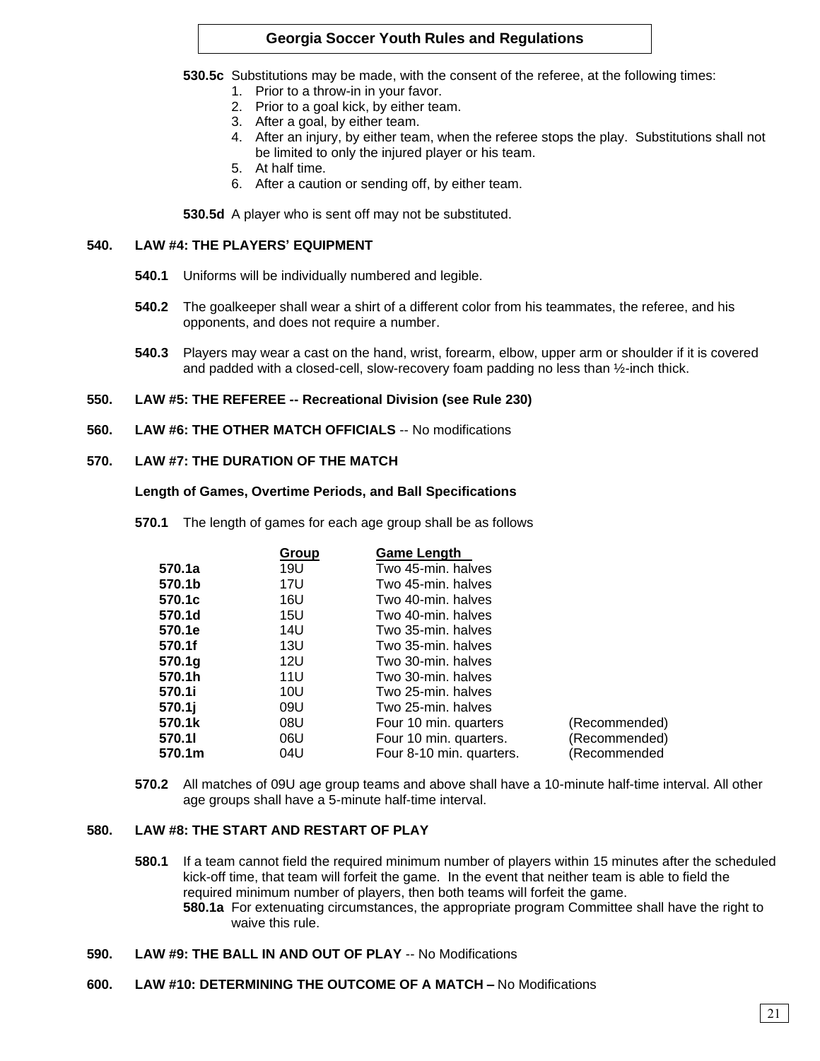**530.5c** Substitutions may be made, with the consent of the referee, at the following times:

1. Prior to a throw-in in your favor.
2. Prior to a goal kick, by either team.
3. After a goal, by either team.
4. After an injury, by either team, when the referee stops the play. Substitutions shall not be limited to only the injured player or his team.
5. At half time.
6. After a caution or sending off, by either team.

**530.5d** A player who is sent off may not be substituted.

## 540. LAW #4: THE PLAYERS' EQUIPMENT

**540.1** Uniforms will be individually numbered and legible.

**540.2** The goalkeeper shall wear a shirt of a different color from his teammates, the referee, and his opponents, and does not require a number.

**540.3** Players may wear a cast on the hand, wrist, forearm, elbow, upper arm or shoulder if it is covered and padded with a closed-cell, slow-recovery foam padding no less than ½-inch thick.

## 550. LAW #5: THE REFEREE -- Recreational Division (see Rule 230)

## 560. LAW #6: THE OTHER MATCH OFFICIALS -- No modifications

## 570. LAW #7: THE DURATION OF THE MATCH

**Length of Games, Overtime Periods, and Ball Specifications**

**570.1** The length of games for each age group shall be as follows

| | Group | Game Length | |
|---|---|---|---|
| **570.1a** | 19U | Two 45-min. halves | |
| **570.1b** | 17U | Two 45-min. halves | |
| **570.1c** | 16U | Two 40-min. halves | |
| **570.1d** | 15U | Two 40-min. halves | |
| **570.1e** | 14U | Two 35-min. halves | |
| **570.1f** | 13U | Two 35-min. halves | |
| **570.1g** | 12U | Two 30-min. halves | |
| **570.1h** | 11U | Two 30-min. halves | |
| **570.1i** | 10U | Two 25-min. halves | |
| **570.1j** | 09U | Two 25-min. halves | |
| **570.1k** | 08U | Four 10 min. quarters | (Recommended) |
| **570.1l** | 06U | Four 10 min. quarters. | (Recommended) |
| **570.1m** | 04U | Four 8-10 min. quarters. | (Recommended |

**570.2** All matches of 09U age group teams and above shall have a 10-minute half-time interval. All other age groups shall have a 5-minute half-time interval.

## 580. LAW #8: THE START AND RESTART OF PLAY

**580.1** If a team cannot field the required minimum number of players within 15 minutes after the scheduled kick-off time, that team will forfeit the game. In the event that neither team is able to field the required minimum number of players, then both teams will forfeit the game.

**580.1a** For extenuating circumstances, the appropriate program Committee shall have the right to waive this rule.

## 590. LAW #9: THE BALL IN AND OUT OF PLAY -- No Modifications

## 600. LAW #10: DETERMINING THE OUTCOME OF A MATCH – No Modifications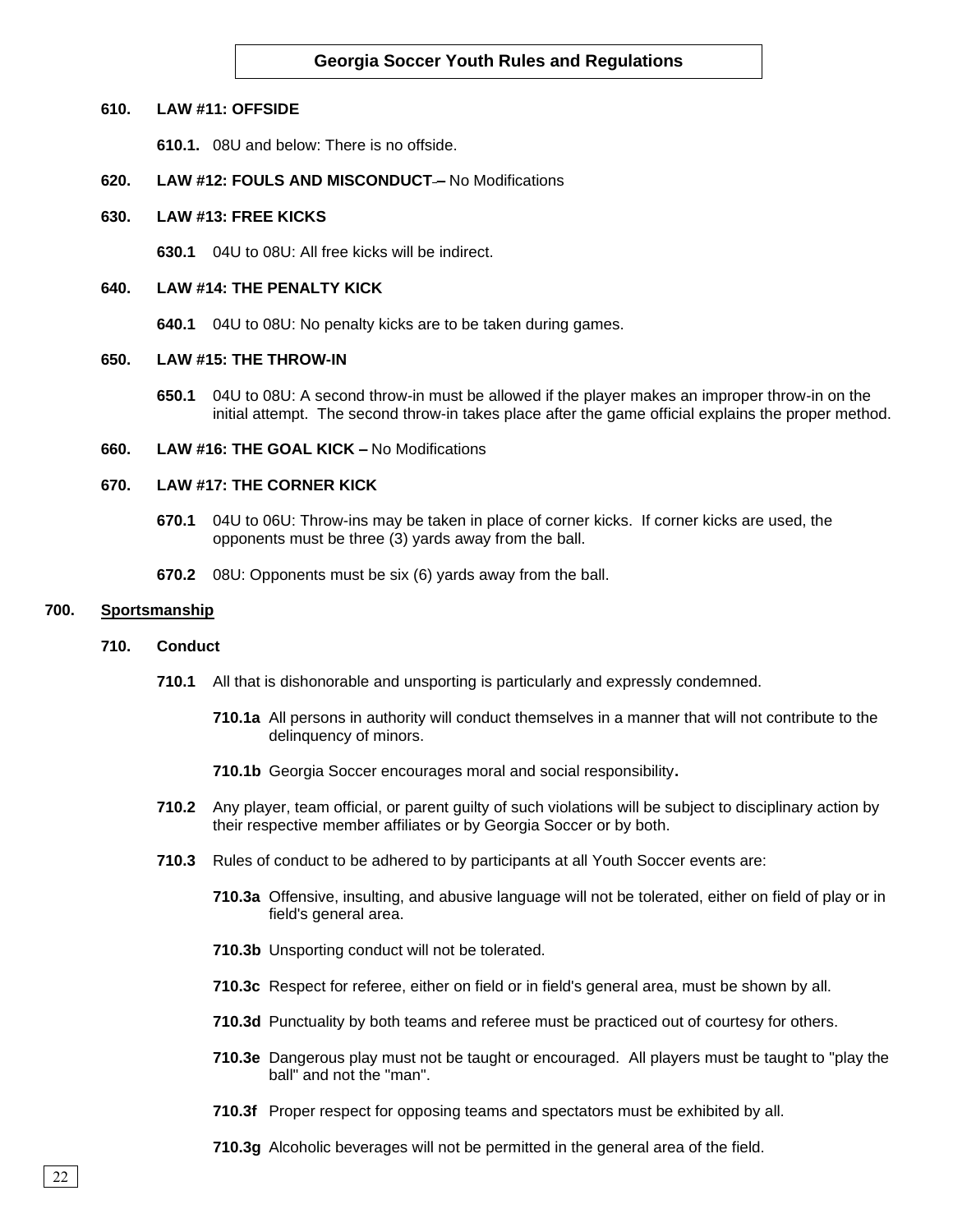**610. LAW #11: OFFSIDE**

**610.1.** 08U and below: There is no offside.

**620. LAW #12: FOULS AND MISCONDUCT –** No Modifications

**630. LAW #13: FREE KICKS**

**630.1** 04U to 08U: All free kicks will be indirect.

**640. LAW #14: THE PENALTY KICK**

**640.1** 04U to 08U: No penalty kicks are to be taken during games.

**650. LAW #15: THE THROW-IN**

**650.1** 04U to 08U: A second throw-in must be allowed if the player makes an improper throw-in on the initial attempt. The second throw-in takes place after the game official explains the proper method.

**660. LAW #16: THE GOAL KICK –** No Modifications

**670. LAW #17: THE CORNER KICK**

**670.1** 04U to 06U: Throw-ins may be taken in place of corner kicks. If corner kicks are used, the opponents must be three (3) yards away from the ball.

**670.2** 08U: Opponents must be six (6) yards away from the ball.

## 700. Sportsmanship

### 710. Conduct

**710.1** All that is dishonorable and unsporting is particularly and expressly condemned.

**710.1a** All persons in authority will conduct themselves in a manner that will not contribute to the delinquency of minors.

**710.1b** Georgia Soccer encourages moral and social responsibility**.**

**710.2** Any player, team official, or parent guilty of such violations will be subject to disciplinary action by their respective member affiliates or by Georgia Soccer or by both.

**710.3** Rules of conduct to be adhered to by participants at all Youth Soccer events are:

**710.3a** Offensive, insulting, and abusive language will not be tolerated, either on field of play or in field's general area.

**710.3b** Unsporting conduct will not be tolerated.

**710.3c** Respect for referee, either on field or in field's general area, must be shown by all.

**710.3d** Punctuality by both teams and referee must be practiced out of courtesy for others.

**710.3e** Dangerous play must not be taught or encouraged. All players must be taught to "play the ball" and not the "man".

**710.3f** Proper respect for opposing teams and spectators must be exhibited by all.

**710.3g** Alcoholic beverages will not be permitted in the general area of the field.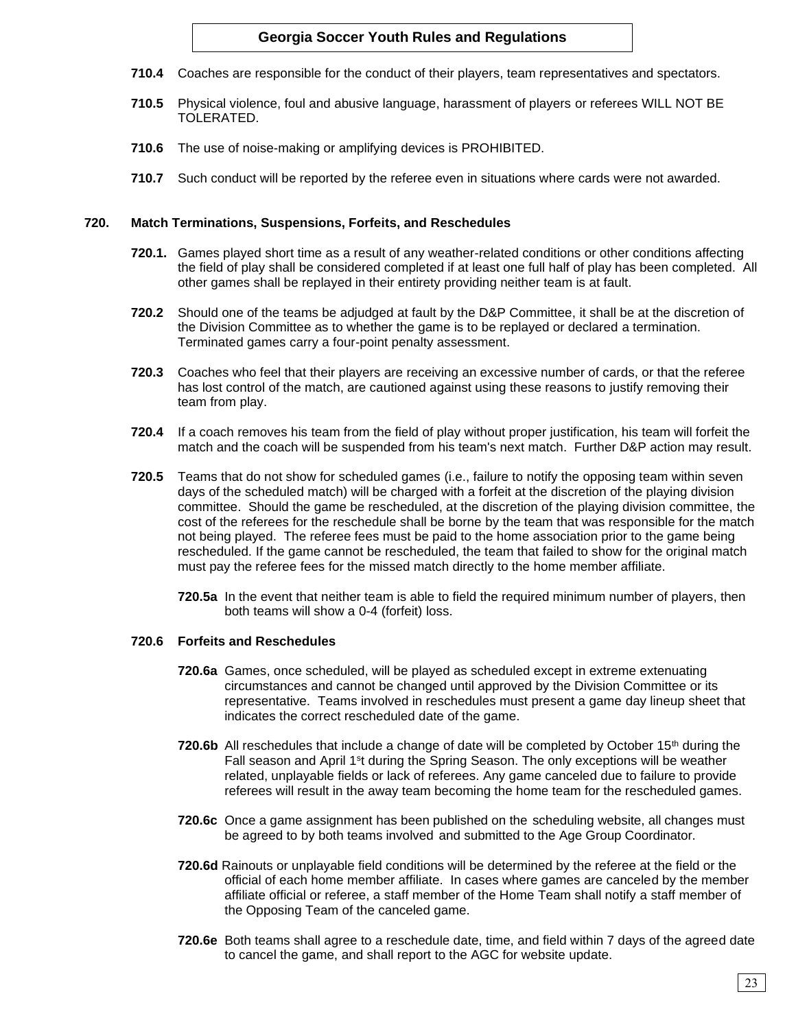**710.4** Coaches are responsible for the conduct of their players, team representatives and spectators.

**710.5** Physical violence, foul and abusive language, harassment of players or referees WILL NOT BE TOLERATED.

**710.6** The use of noise-making or amplifying devices is PROHIBITED.

**710.7** Such conduct will be reported by the referee even in situations where cards were not awarded.

## 720. Match Terminations, Suspensions, Forfeits, and Reschedules

**720.1.** Games played short time as a result of any weather-related conditions or other conditions affecting the field of play shall be considered completed if at least one full half of play has been completed. All other games shall be replayed in their entirety providing neither team is at fault.

**720.2** Should one of the teams be adjudged at fault by the D&P Committee, it shall be at the discretion of the Division Committee as to whether the game is to be replayed or declared a termination. Terminated games carry a four-point penalty assessment.

**720.3** Coaches who feel that their players are receiving an excessive number of cards, or that the referee has lost control of the match, are cautioned against using these reasons to justify removing their team from play.

**720.4** If a coach removes his team from the field of play without proper justification, his team will forfeit the match and the coach will be suspended from his team's next match. Further D&P action may result.

**720.5** Teams that do not show for scheduled games (i.e., failure to notify the opposing team within seven days of the scheduled match) will be charged with a forfeit at the discretion of the playing division committee. Should the game be rescheduled, at the discretion of the playing division committee, the cost of the referees for the reschedule shall be borne by the team that was responsible for the match not being played. The referee fees must be paid to the home association prior to the game being rescheduled. If the game cannot be rescheduled, the team that failed to show for the original match must pay the referee fees for the missed match directly to the home member affiliate.

**720.5a** In the event that neither team is able to field the required minimum number of players, then both teams will show a 0-4 (forfeit) loss.

### 720.6 Forfeits and Reschedules

**720.6a** Games, once scheduled, will be played as scheduled except in extreme extenuating circumstances and cannot be changed until approved by the Division Committee or its representative. Teams involved in reschedules must present a game day lineup sheet that indicates the correct rescheduled date of the game.

**720.6b** All reschedules that include a change of date will be completed by October 15th during the Fall season and April 1st during the Spring Season. The only exceptions will be weather related, unplayable fields or lack of referees. Any game canceled due to failure to provide referees will result in the away team becoming the home team for the rescheduled games.

**720.6c** Once a game assignment has been published on the scheduling website, all changes must be agreed to by both teams involved and submitted to the Age Group Coordinator.

**720.6d** Rainouts or unplayable field conditions will be determined by the referee at the field or the official of each home member affiliate. In cases where games are canceled by the member affiliate official or referee, a staff member of the Home Team shall notify a staff member of the Opposing Team of the canceled game.

**720.6e** Both teams shall agree to a reschedule date, time, and field within 7 days of the agreed date to cancel the game, and shall report to the AGC for website update.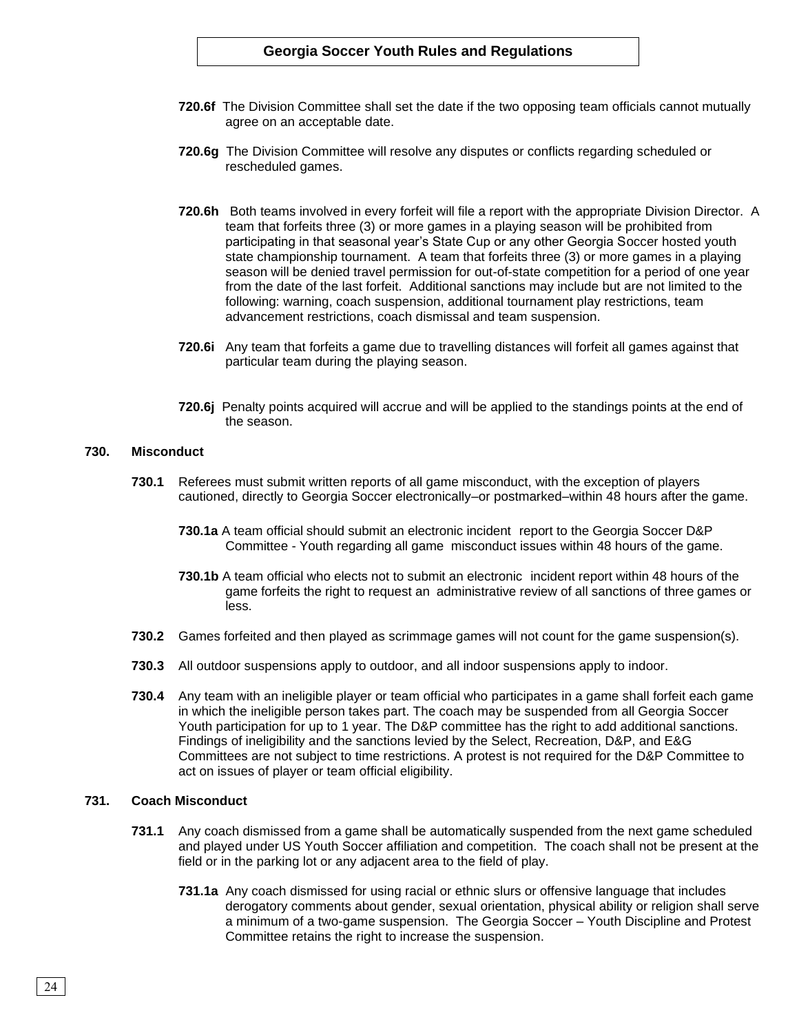**720.6f** The Division Committee shall set the date if the two opposing team officials cannot mutually agree on an acceptable date.

**720.6g** The Division Committee will resolve any disputes or conflicts regarding scheduled or rescheduled games.

**720.6h** Both teams involved in every forfeit will file a report with the appropriate Division Director. A team that forfeits three (3) or more games in a playing season will be prohibited from participating in that seasonal year's State Cup or any other Georgia Soccer hosted youth state championship tournament. A team that forfeits three (3) or more games in a playing season will be denied travel permission for out-of-state competition for a period of one year from the date of the last forfeit. Additional sanctions may include but are not limited to the following: warning, coach suspension, additional tournament play restrictions, team advancement restrictions, coach dismissal and team suspension.

**720.6i** Any team that forfeits a game due to travelling distances will forfeit all games against that particular team during the playing season.

**720.6j** Penalty points acquired will accrue and will be applied to the standings points at the end of the season.

## 730. Misconduct

**730.1** Referees must submit written reports of all game misconduct, with the exception of players cautioned, directly to Georgia Soccer electronically–or postmarked–within 48 hours after the game.

**730.1a** A team official should submit an electronic incident report to the Georgia Soccer D&P Committee - Youth regarding all game misconduct issues within 48 hours of the game.

**730.1b** A team official who elects not to submit an electronic incident report within 48 hours of the game forfeits the right to request an administrative review of all sanctions of three games or less.

**730.2** Games forfeited and then played as scrimmage games will not count for the game suspension(s).

**730.3** All outdoor suspensions apply to outdoor, and all indoor suspensions apply to indoor.

**730.4** Any team with an ineligible player or team official who participates in a game shall forfeit each game in which the ineligible person takes part. The coach may be suspended from all Georgia Soccer Youth participation for up to 1 year. The D&P committee has the right to add additional sanctions. Findings of ineligibility and the sanctions levied by the Select, Recreation, D&P, and E&G Committees are not subject to time restrictions. A protest is not required for the D&P Committee to act on issues of player or team official eligibility.

## 731. Coach Misconduct

**731.1** Any coach dismissed from a game shall be automatically suspended from the next game scheduled and played under US Youth Soccer affiliation and competition. The coach shall not be present at the field or in the parking lot or any adjacent area to the field of play.

**731.1a** Any coach dismissed for using racial or ethnic slurs or offensive language that includes derogatory comments about gender, sexual orientation, physical ability or religion shall serve a minimum of a two-game suspension. The Georgia Soccer – Youth Discipline and Protest Committee retains the right to increase the suspension.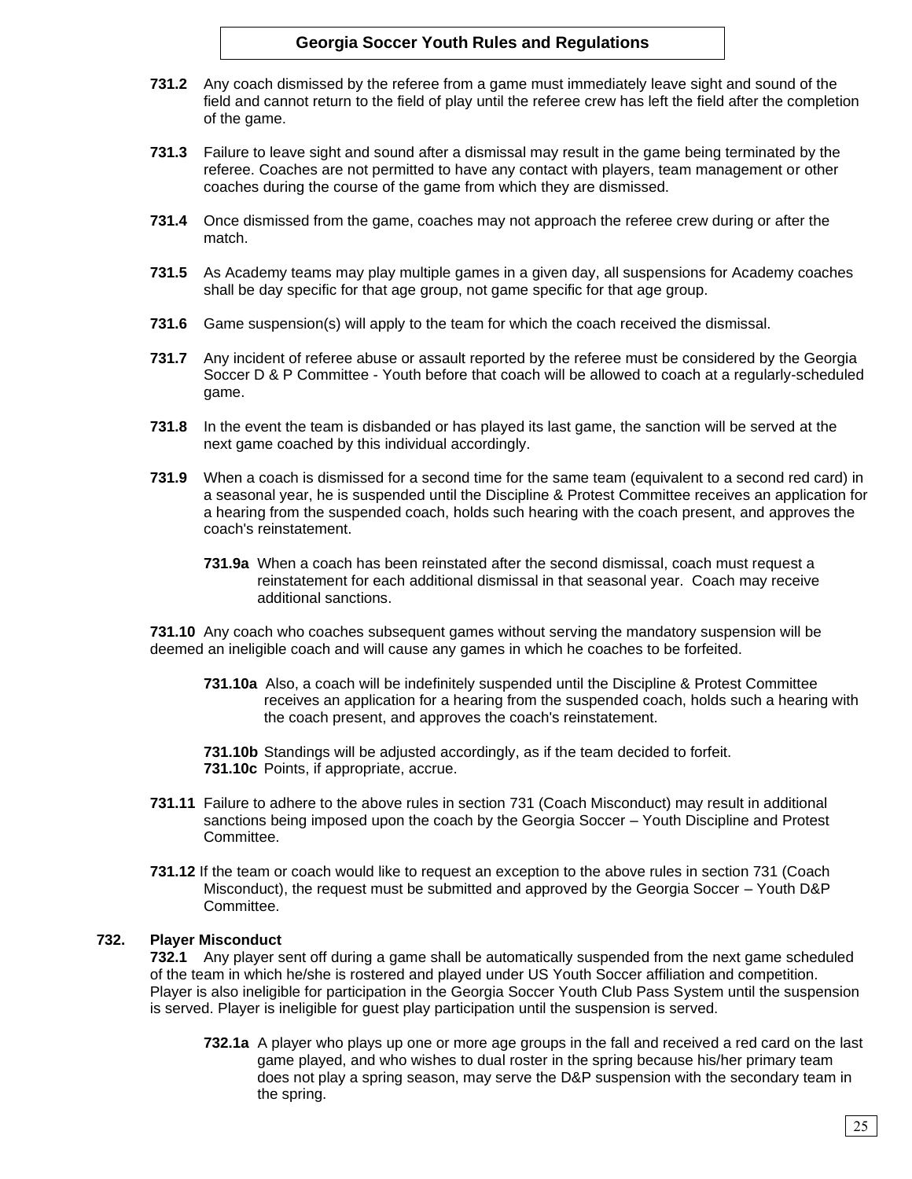**731.2** Any coach dismissed by the referee from a game must immediately leave sight and sound of the field and cannot return to the field of play until the referee crew has left the field after the completion of the game.

**731.3** Failure to leave sight and sound after a dismissal may result in the game being terminated by the referee. Coaches are not permitted to have any contact with players, team management or other coaches during the course of the game from which they are dismissed.

**731.4** Once dismissed from the game, coaches may not approach the referee crew during or after the match.

**731.5** As Academy teams may play multiple games in a given day, all suspensions for Academy coaches shall be day specific for that age group, not game specific for that age group.

**731.6** Game suspension(s) will apply to the team for which the coach received the dismissal.

**731.7** Any incident of referee abuse or assault reported by the referee must be considered by the Georgia Soccer D & P Committee - Youth before that coach will be allowed to coach at a regularly-scheduled game.

**731.8** In the event the team is disbanded or has played its last game, the sanction will be served at the next game coached by this individual accordingly.

**731.9** When a coach is dismissed for a second time for the same team (equivalent to a second red card) in a seasonal year, he is suspended until the Discipline & Protest Committee receives an application for a hearing from the suspended coach, holds such hearing with the coach present, and approves the coach's reinstatement.

> **731.9a** When a coach has been reinstated after the second dismissal, coach must request a reinstatement for each additional dismissal in that seasonal year. Coach may receive additional sanctions.

**731.10** Any coach who coaches subsequent games without serving the mandatory suspension will be deemed an ineligible coach and will cause any games in which he coaches to be forfeited.

> **731.10a** Also, a coach will be indefinitely suspended until the Discipline & Protest Committee receives an application for a hearing from the suspended coach, holds such a hearing with the coach present, and approves the coach's reinstatement.
>
> **731.10b** Standings will be adjusted accordingly, as if the team decided to forfeit.
> **731.10c** Points, if appropriate, accrue.

**731.11** Failure to adhere to the above rules in section 731 (Coach Misconduct) may result in additional sanctions being imposed upon the coach by the Georgia Soccer – Youth Discipline and Protest Committee.

**731.12** If the team or coach would like to request an exception to the above rules in section 731 (Coach Misconduct), the request must be submitted and approved by the Georgia Soccer – Youth D&P Committee.

### 732. Player Misconduct

**732.1** Any player sent off during a game shall be automatically suspended from the next game scheduled of the team in which he/she is rostered and played under US Youth Soccer affiliation and competition. Player is also ineligible for participation in the Georgia Soccer Youth Club Pass System until the suspension is served. Player is ineligible for guest play participation until the suspension is served.

> **732.1a** A player who plays up one or more age groups in the fall and received a red card on the last game played, and who wishes to dual roster in the spring because his/her primary team does not play a spring season, may serve the D&P suspension with the secondary team in the spring.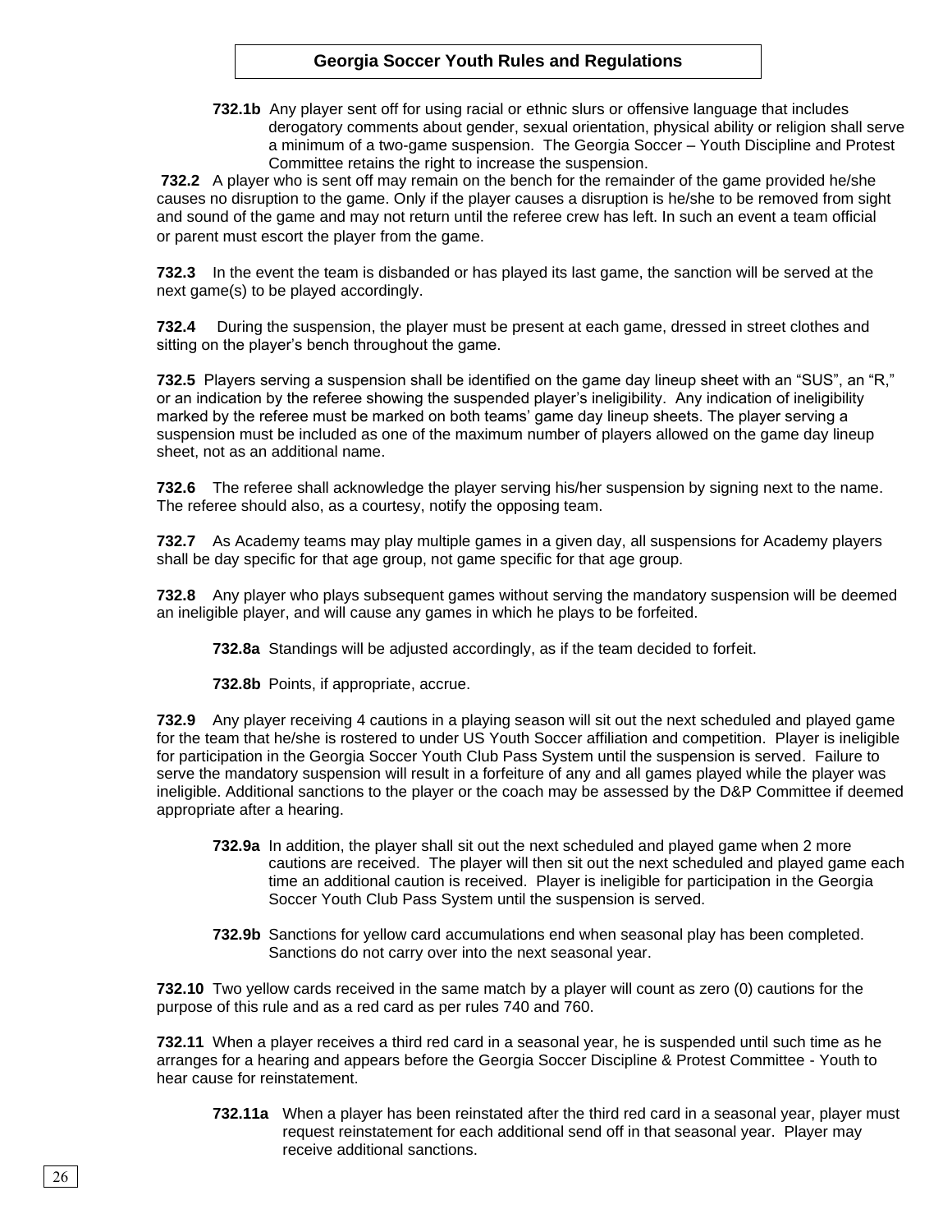**732.1b** Any player sent off for using racial or ethnic slurs or offensive language that includes derogatory comments about gender, sexual orientation, physical ability or religion shall serve a minimum of a two-game suspension. The Georgia Soccer – Youth Discipline and Protest Committee retains the right to increase the suspension.

**732.2** A player who is sent off may remain on the bench for the remainder of the game provided he/she causes no disruption to the game. Only if the player causes a disruption is he/she to be removed from sight and sound of the game and may not return until the referee crew has left. In such an event a team official or parent must escort the player from the game.

**732.3** In the event the team is disbanded or has played its last game, the sanction will be served at the next game(s) to be played accordingly.

**732.4** During the suspension, the player must be present at each game, dressed in street clothes and sitting on the player's bench throughout the game.

**732.5** Players serving a suspension shall be identified on the game day lineup sheet with an "SUS", an "R," or an indication by the referee showing the suspended player's ineligibility. Any indication of ineligibility marked by the referee must be marked on both teams' game day lineup sheets. The player serving a suspension must be included as one of the maximum number of players allowed on the game day lineup sheet, not as an additional name.

**732.6** The referee shall acknowledge the player serving his/her suspension by signing next to the name. The referee should also, as a courtesy, notify the opposing team.

**732.7** As Academy teams may play multiple games in a given day, all suspensions for Academy players shall be day specific for that age group, not game specific for that age group.

**732.8** Any player who plays subsequent games without serving the mandatory suspension will be deemed an ineligible player, and will cause any games in which he plays to be forfeited.

**732.8a** Standings will be adjusted accordingly, as if the team decided to forfeit.

**732.8b** Points, if appropriate, accrue.

**732.9** Any player receiving 4 cautions in a playing season will sit out the next scheduled and played game for the team that he/she is rostered to under US Youth Soccer affiliation and competition. Player is ineligible for participation in the Georgia Soccer Youth Club Pass System until the suspension is served. Failure to serve the mandatory suspension will result in a forfeiture of any and all games played while the player was ineligible. Additional sanctions to the player or the coach may be assessed by the D&P Committee if deemed appropriate after a hearing.

**732.9a** In addition, the player shall sit out the next scheduled and played game when 2 more cautions are received. The player will then sit out the next scheduled and played game each time an additional caution is received. Player is ineligible for participation in the Georgia Soccer Youth Club Pass System until the suspension is served.

**732.9b** Sanctions for yellow card accumulations end when seasonal play has been completed. Sanctions do not carry over into the next seasonal year.

**732.10** Two yellow cards received in the same match by a player will count as zero (0) cautions for the purpose of this rule and as a red card as per rules 740 and 760.

**732.11** When a player receives a third red card in a seasonal year, he is suspended until such time as he arranges for a hearing and appears before the Georgia Soccer Discipline & Protest Committee - Youth to hear cause for reinstatement.

**732.11a** When a player has been reinstated after the third red card in a seasonal year, player must request reinstatement for each additional send off in that seasonal year. Player may receive additional sanctions.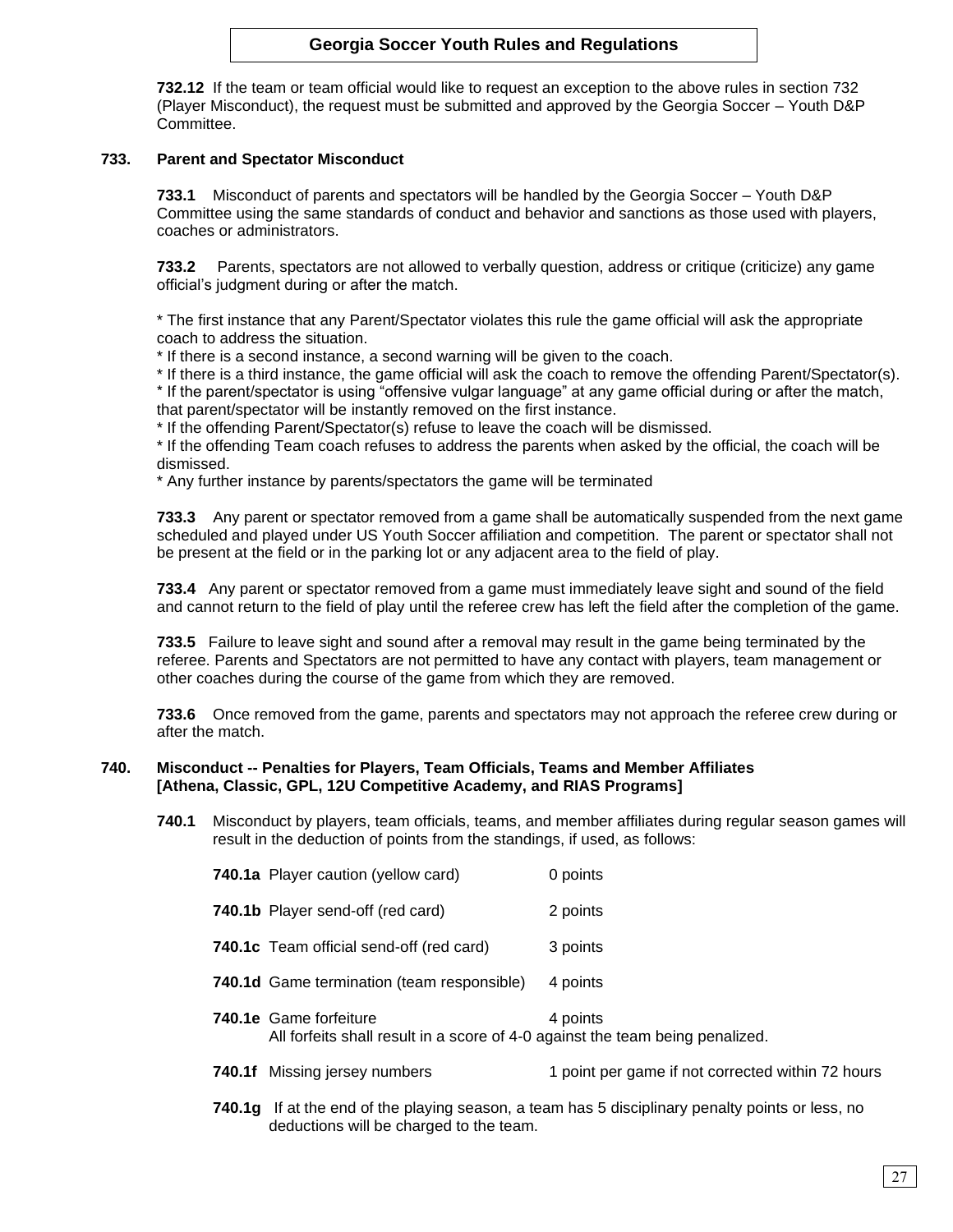**732.12** If the team or team official would like to request an exception to the above rules in section 732 (Player Misconduct), the request must be submitted and approved by the Georgia Soccer – Youth D&P Committee.

### 733. Parent and Spectator Misconduct

**733.1** Misconduct of parents and spectators will be handled by the Georgia Soccer – Youth D&P Committee using the same standards of conduct and behavior and sanctions as those used with players, coaches or administrators.

**733.2** Parents, spectators are not allowed to verbally question, address or critique (criticize) any game official's judgment during or after the match.

* The first instance that any Parent/Spectator violates this rule the game official will ask the appropriate coach to address the situation.
* If there is a second instance, a second warning will be given to the coach.
* If there is a third instance, the game official will ask the coach to remove the offending Parent/Spectator(s).
* If the parent/spectator is using "offensive vulgar language" at any game official during or after the match, that parent/spectator will be instantly removed on the first instance.
* If the offending Parent/Spectator(s) refuse to leave the coach will be dismissed.
* If the offending Team coach refuses to address the parents when asked by the official, the coach will be dismissed.
* Any further instance by parents/spectators the game will be terminated

**733.3** Any parent or spectator removed from a game shall be automatically suspended from the next game scheduled and played under US Youth Soccer affiliation and competition. The parent or spectator shall not be present at the field or in the parking lot or any adjacent area to the field of play.

**733.4** Any parent or spectator removed from a game must immediately leave sight and sound of the field and cannot return to the field of play until the referee crew has left the field after the completion of the game.

**733.5** Failure to leave sight and sound after a removal may result in the game being terminated by the referee. Parents and Spectators are not permitted to have any contact with players, team management or other coaches during the course of the game from which they are removed.

**733.6** Once removed from the game, parents and spectators may not approach the referee crew during or after the match.

### 740. Misconduct -- Penalties for Players, Team Officials, Teams and Member Affiliates [Athena, Classic, GPL, 12U Competitive Academy, and RIAS Programs]

**740.1** Misconduct by players, team officials, teams, and member affiliates during regular season games will result in the deduction of points from the standings, if used, as follows:

**740.1a** Player caution (yellow card) 0 points

**740.1b** Player send-off (red card) 2 points

**740.1c** Team official send-off (red card) 3 points

**740.1d** Game termination (team responsible) 4 points

**740.1e** Game forfeiture 4 points
All forfeits shall result in a score of 4-0 against the team being penalized.

**740.1f** Missing jersey numbers 1 point per game if not corrected within 72 hours

**740.1g** If at the end of the playing season, a team has 5 disciplinary penalty points or less, no deductions will be charged to the team.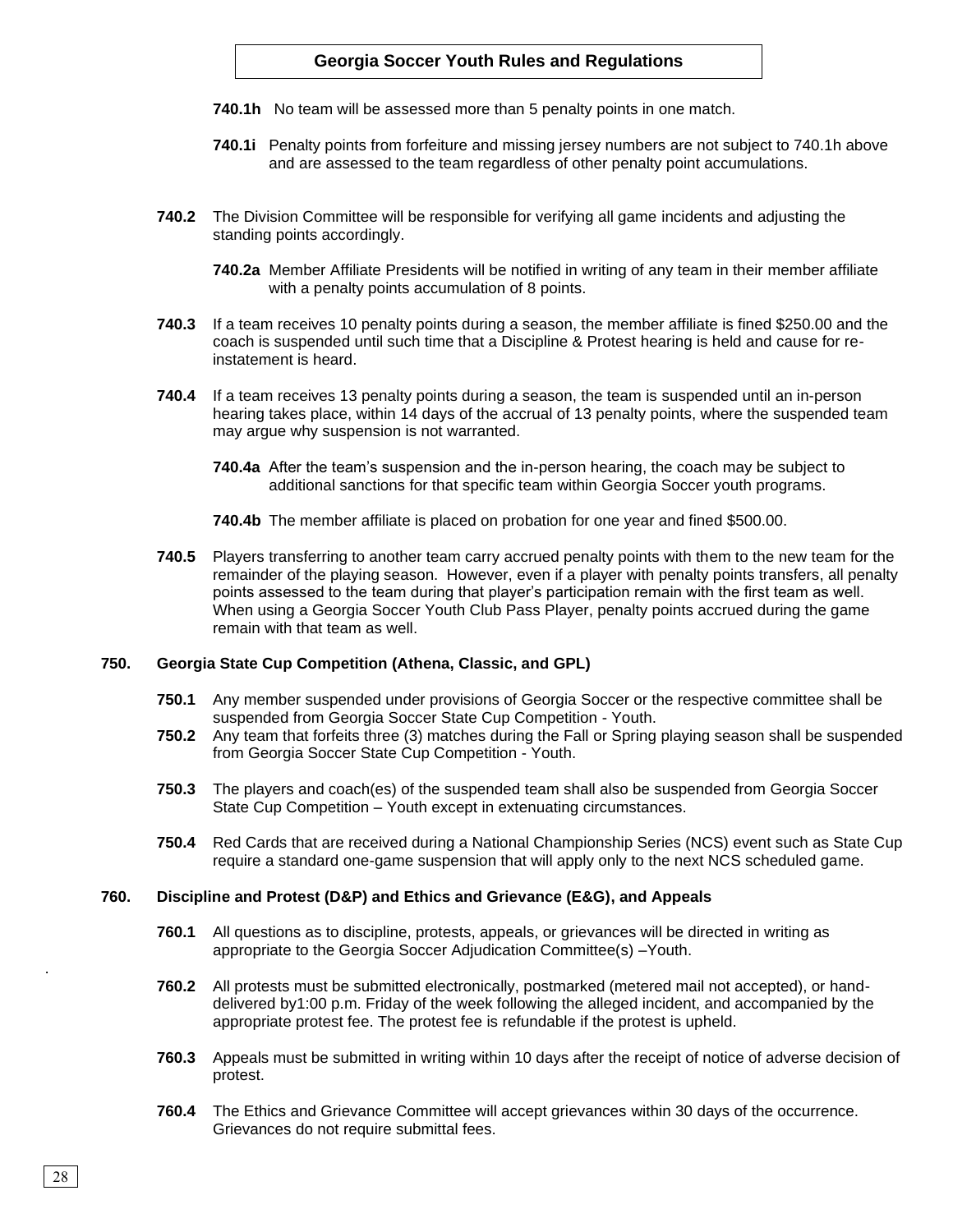**740.1h** No team will be assessed more than 5 penalty points in one match.

**740.1i** Penalty points from forfeiture and missing jersey numbers are not subject to 740.1h above and are assessed to the team regardless of other penalty point accumulations.

**740.2** The Division Committee will be responsible for verifying all game incidents and adjusting the standing points accordingly.

**740.2a** Member Affiliate Presidents will be notified in writing of any team in their member affiliate with a penalty points accumulation of 8 points.

**740.3** If a team receives 10 penalty points during a season, the member affiliate is fined $250.00 and the coach is suspended until such time that a Discipline & Protest hearing is held and cause for re-instatement is heard.

**740.4** If a team receives 13 penalty points during a season, the team is suspended until an in-person hearing takes place, within 14 days of the accrual of 13 penalty points, where the suspended team may argue why suspension is not warranted.

**740.4a** After the team's suspension and the in-person hearing, the coach may be subject to additional sanctions for that specific team within Georgia Soccer youth programs.

**740.4b** The member affiliate is placed on probation for one year and fined $500.00.

**740.5** Players transferring to another team carry accrued penalty points with them to the new team for the remainder of the playing season. However, even if a player with penalty points transfers, all penalty points assessed to the team during that player's participation remain with the first team as well. When using a Georgia Soccer Youth Club Pass Player, penalty points accrued during the game remain with that team as well.

### 750. Georgia State Cup Competition (Athena, Classic, and GPL)

**750.1** Any member suspended under provisions of Georgia Soccer or the respective committee shall be suspended from Georgia Soccer State Cup Competition - Youth.

**750.2** Any team that forfeits three (3) matches during the Fall or Spring playing season shall be suspended from Georgia Soccer State Cup Competition - Youth.

**750.3** The players and coach(es) of the suspended team shall also be suspended from Georgia Soccer State Cup Competition – Youth except in extenuating circumstances.

**750.4** Red Cards that are received during a National Championship Series (NCS) event such as State Cup require a standard one-game suspension that will apply only to the next NCS scheduled game.

### 760. Discipline and Protest (D&P) and Ethics and Grievance (E&G), and Appeals

**760.1** All questions as to discipline, protests, appeals, or grievances will be directed in writing as appropriate to the Georgia Soccer Adjudication Committee(s) –Youth.

**760.2** All protests must be submitted electronically, postmarked (metered mail not accepted), or hand-delivered by1:00 p.m. Friday of the week following the alleged incident, and accompanied by the appropriate protest fee. The protest fee is refundable if the protest is upheld.

**760.3** Appeals must be submitted in writing within 10 days after the receipt of notice of adverse decision of protest.

**760.4** The Ethics and Grievance Committee will accept grievances within 30 days of the occurrence. Grievances do not require submittal fees.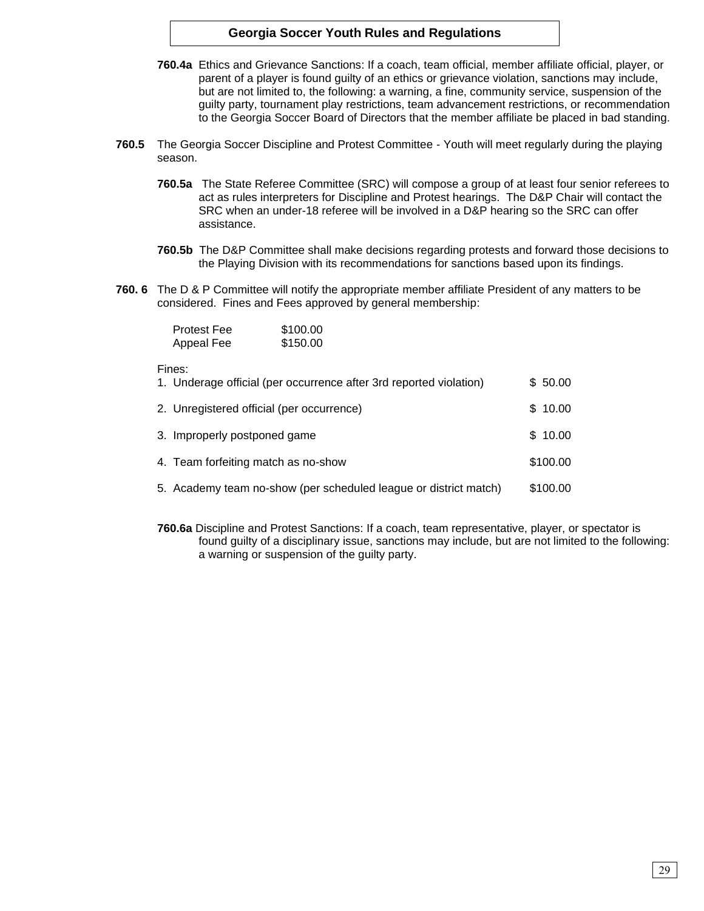**760.4a** Ethics and Grievance Sanctions: If a coach, team official, member affiliate official, player, or parent of a player is found guilty of an ethics or grievance violation, sanctions may include, but are not limited to, the following: a warning, a fine, community service, suspension of the guilty party, tournament play restrictions, team advancement restrictions, or recommendation to the Georgia Soccer Board of Directors that the member affiliate be placed in bad standing.

**760.5** The Georgia Soccer Discipline and Protest Committee - Youth will meet regularly during the playing season.

**760.5a** The State Referee Committee (SRC) will compose a group of at least four senior referees to act as rules interpreters for Discipline and Protest hearings. The D&P Chair will contact the SRC when an under-18 referee will be involved in a D&P hearing so the SRC can offer assistance.

**760.5b** The D&P Committee shall make decisions regarding protests and forward those decisions to the Playing Division with its recommendations for sanctions based upon its findings.

**760. 6** The D & P Committee will notify the appropriate member affiliate President of any matters to be considered. Fines and Fees approved by general membership:

| | |
|---|---|
| Protest Fee | $100.00 |
| Appeal Fee | $150.00 |

Fines:

| | |
|---|---|
| 1. Underage official (per occurrence after 3rd reported violation) | $ 50.00 |
| 2. Unregistered official (per occurrence) | $ 10.00 |
| 3. Improperly postponed game | $ 10.00 |
| 4. Team forfeiting match as no-show | $100.00 |
| 5. Academy team no-show (per scheduled league or district match) | $100.00 |

**760.6a** Discipline and Protest Sanctions: If a coach, team representative, player, or spectator is found guilty of a disciplinary issue, sanctions may include, but are not limited to the following: a warning or suspension of the guilty party.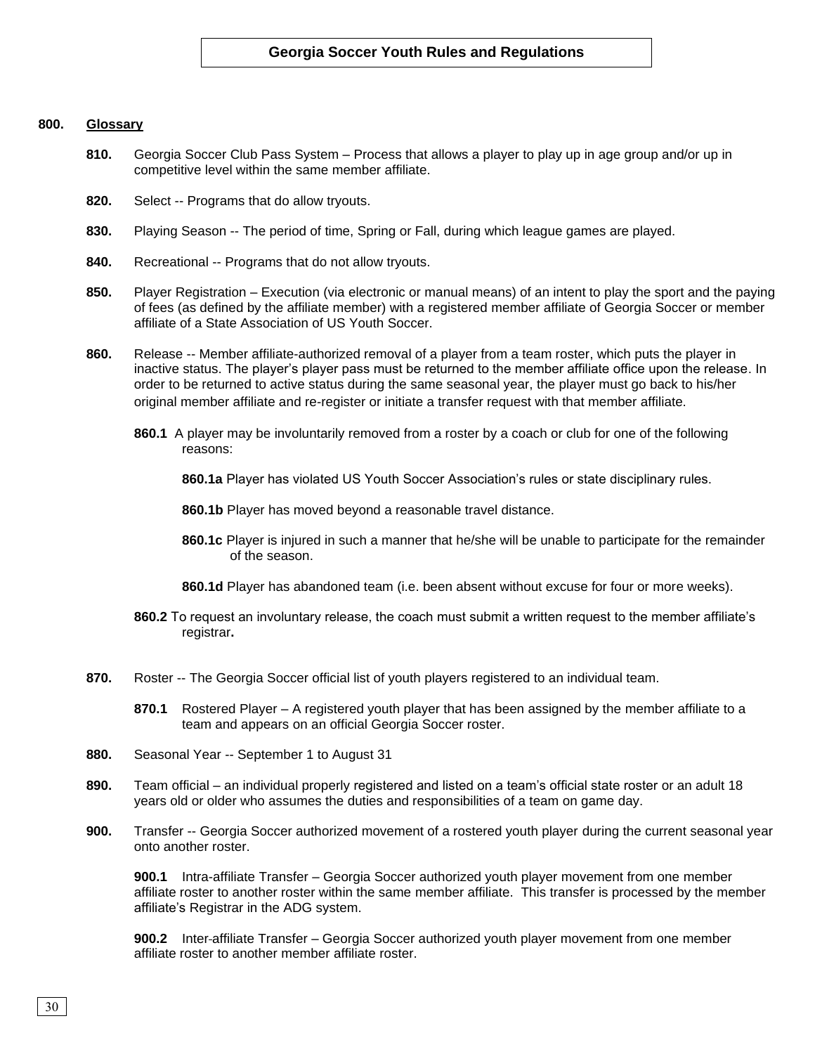# Georgia Soccer Youth Rules and Regulations

## 800. Glossary

**810.** Georgia Soccer Club Pass System – Process that allows a player to play up in age group and/or up in competitive level within the same member affiliate.

**820.** Select -- Programs that do allow tryouts.

**830.** Playing Season -- The period of time, Spring or Fall, during which league games are played.

**840.** Recreational -- Programs that do not allow tryouts.

**850.** Player Registration – Execution (via electronic or manual means) of an intent to play the sport and the paying of fees (as defined by the affiliate member) with a registered member affiliate of Georgia Soccer or member affiliate of a State Association of US Youth Soccer.

**860.** Release -- Member affiliate-authorized removal of a player from a team roster, which puts the player in inactive status. The player's player pass must be returned to the member affiliate office upon the release. In order to be returned to active status during the same seasonal year, the player must go back to his/her original member affiliate and re-register or initiate a transfer request with that member affiliate.

**860.1** A player may be involuntarily removed from a roster by a coach or club for one of the following reasons:

**860.1a** Player has violated US Youth Soccer Association's rules or state disciplinary rules.

**860.1b** Player has moved beyond a reasonable travel distance.

**860.1c** Player is injured in such a manner that he/she will be unable to participate for the remainder of the season.

**860.1d** Player has abandoned team (i.e. been absent without excuse for four or more weeks).

**860.2** To request an involuntary release, the coach must submit a written request to the member affiliate's registrar**.**

**870.** Roster -- The Georgia Soccer official list of youth players registered to an individual team.

**870.1** Rostered Player – A registered youth player that has been assigned by the member affiliate to a team and appears on an official Georgia Soccer roster.

**880.** Seasonal Year -- September 1 to August 31

**890.** Team official – an individual properly registered and listed on a team's official state roster or an adult 18 years old or older who assumes the duties and responsibilities of a team on game day.

**900.** Transfer -- Georgia Soccer authorized movement of a rostered youth player during the current seasonal year onto another roster.

**900.1** Intra-affiliate Transfer – Georgia Soccer authorized youth player movement from one member affiliate roster to another roster within the same member affiliate. This transfer is processed by the member affiliate's Registrar in the ADG system.

**900.2** Inter-affiliate Transfer – Georgia Soccer authorized youth player movement from one member affiliate roster to another member affiliate roster.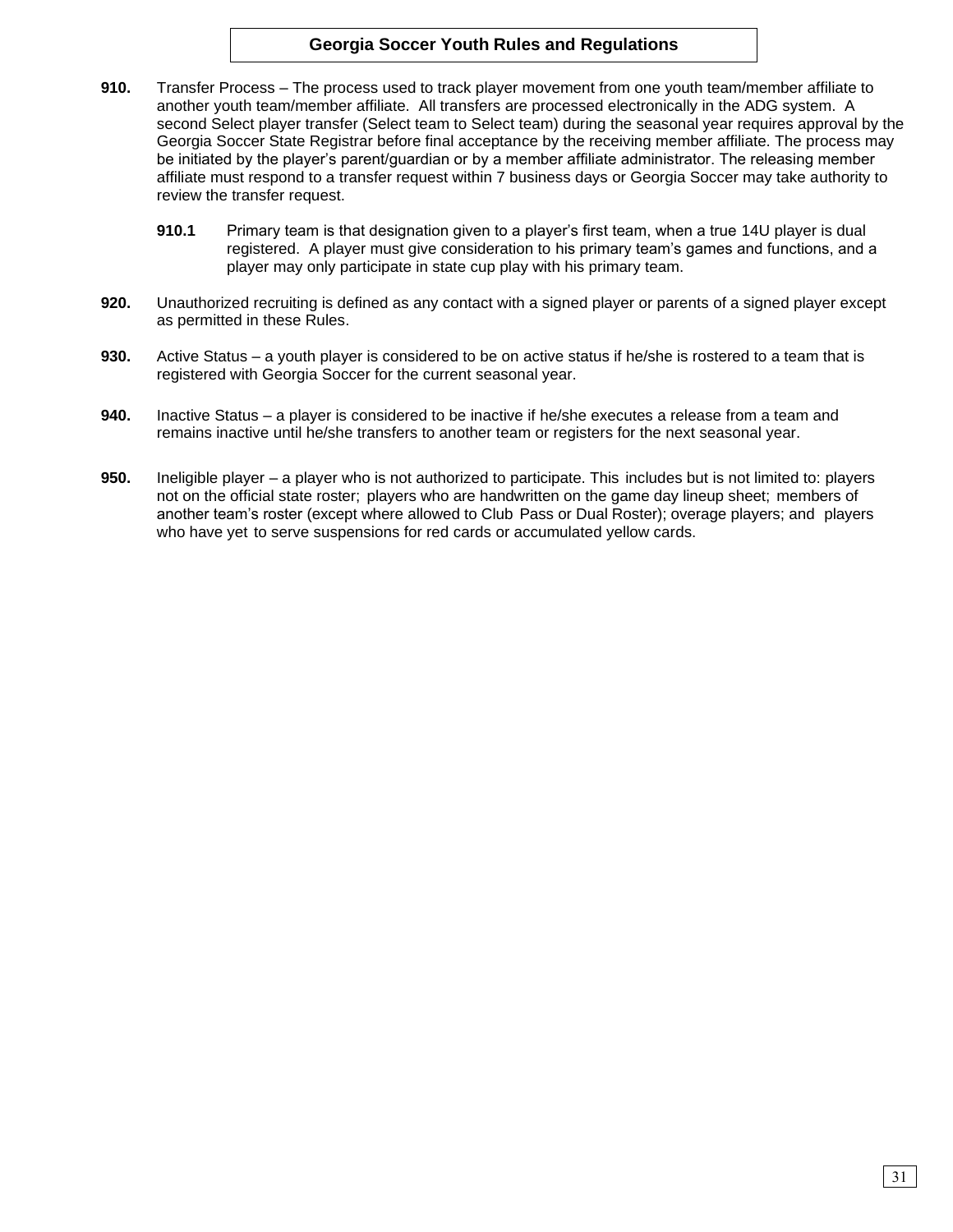**910.** Transfer Process – The process used to track player movement from one youth team/member affiliate to another youth team/member affiliate. All transfers are processed electronically in the ADG system. A second Select player transfer (Select team to Select team) during the seasonal year requires approval by the Georgia Soccer State Registrar before final acceptance by the receiving member affiliate. The process may be initiated by the player's parent/guardian or by a member affiliate administrator. The releasing member affiliate must respond to a transfer request within 7 business days or Georgia Soccer may take authority to review the transfer request.

> **910.1** Primary team is that designation given to a player's first team, when a true 14U player is dual registered. A player must give consideration to his primary team's games and functions, and a player may only participate in state cup play with his primary team.

**920.** Unauthorized recruiting is defined as any contact with a signed player or parents of a signed player except as permitted in these Rules.

**930.** Active Status – a youth player is considered to be on active status if he/she is rostered to a team that is registered with Georgia Soccer for the current seasonal year.

**940.** Inactive Status – a player is considered to be inactive if he/she executes a release from a team and remains inactive until he/she transfers to another team or registers for the next seasonal year.

**950.** Ineligible player – a player who is not authorized to participate. This includes but is not limited to: players not on the official state roster; players who are handwritten on the game day lineup sheet; members of another team's roster (except where allowed to Club Pass or Dual Roster); overage players; and players who have yet to serve suspensions for red cards or accumulated yellow cards.